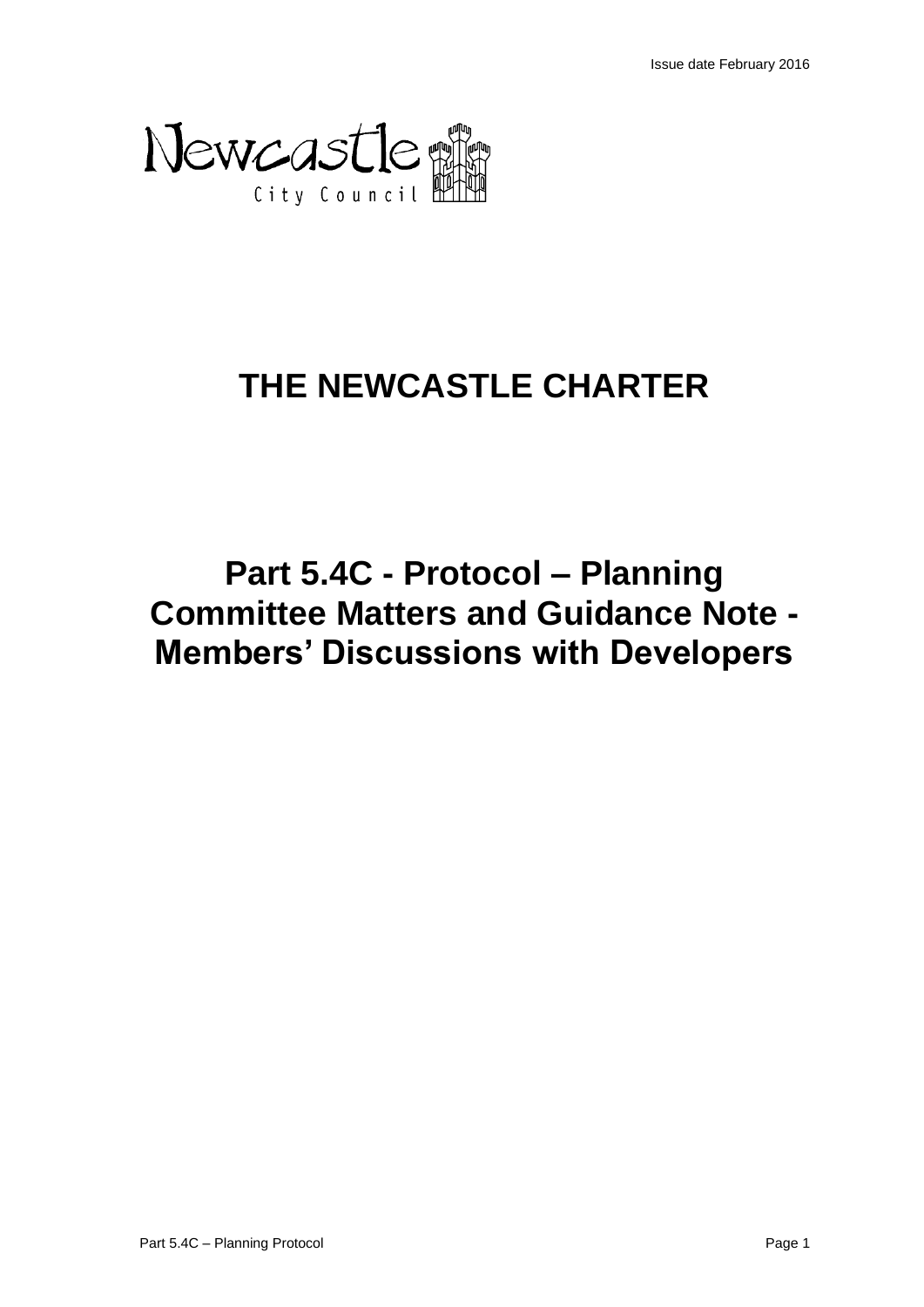Issue date February 2016

Newcastle City Council

# THE NEWCASTLE CHARTER

# Part 5.4C - Protocol – Planning Committee Matters and Guidance Note - Members' Discussions with Developers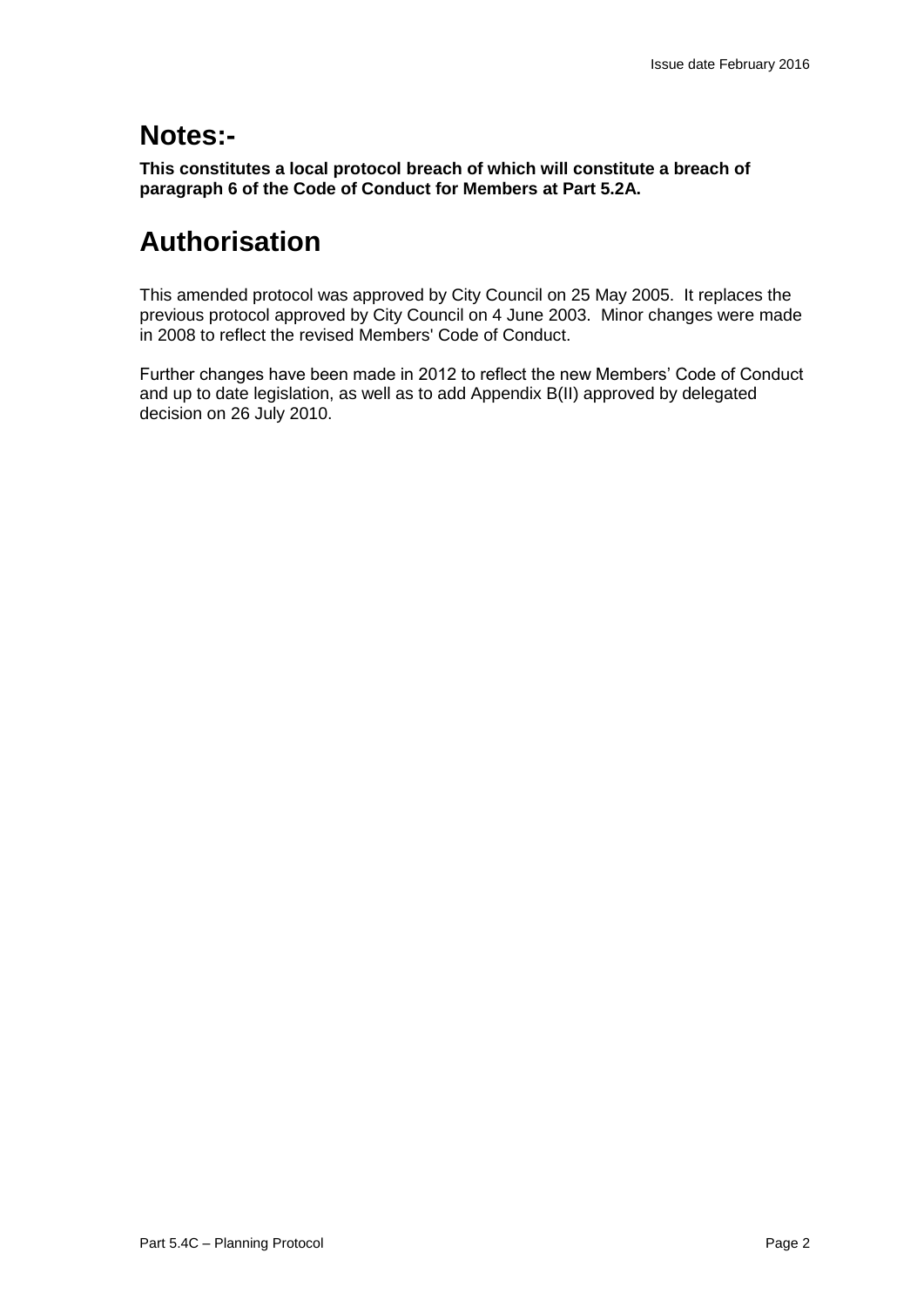# Notes:-

**This constitutes a local protocol breach of which will constitute a breach of paragraph 6 of the Code of Conduct for Members at Part 5.2A.**

# Authorisation

This amended protocol was approved by City Council on 25 May 2005. It replaces the previous protocol approved by City Council on 4 June 2003. Minor changes were made in 2008 to reflect the revised Members' Code of Conduct.

Further changes have been made in 2012 to reflect the new Members' Code of Conduct and up to date legislation, as well as to add Appendix B(II) approved by delegated decision on 26 July 2010.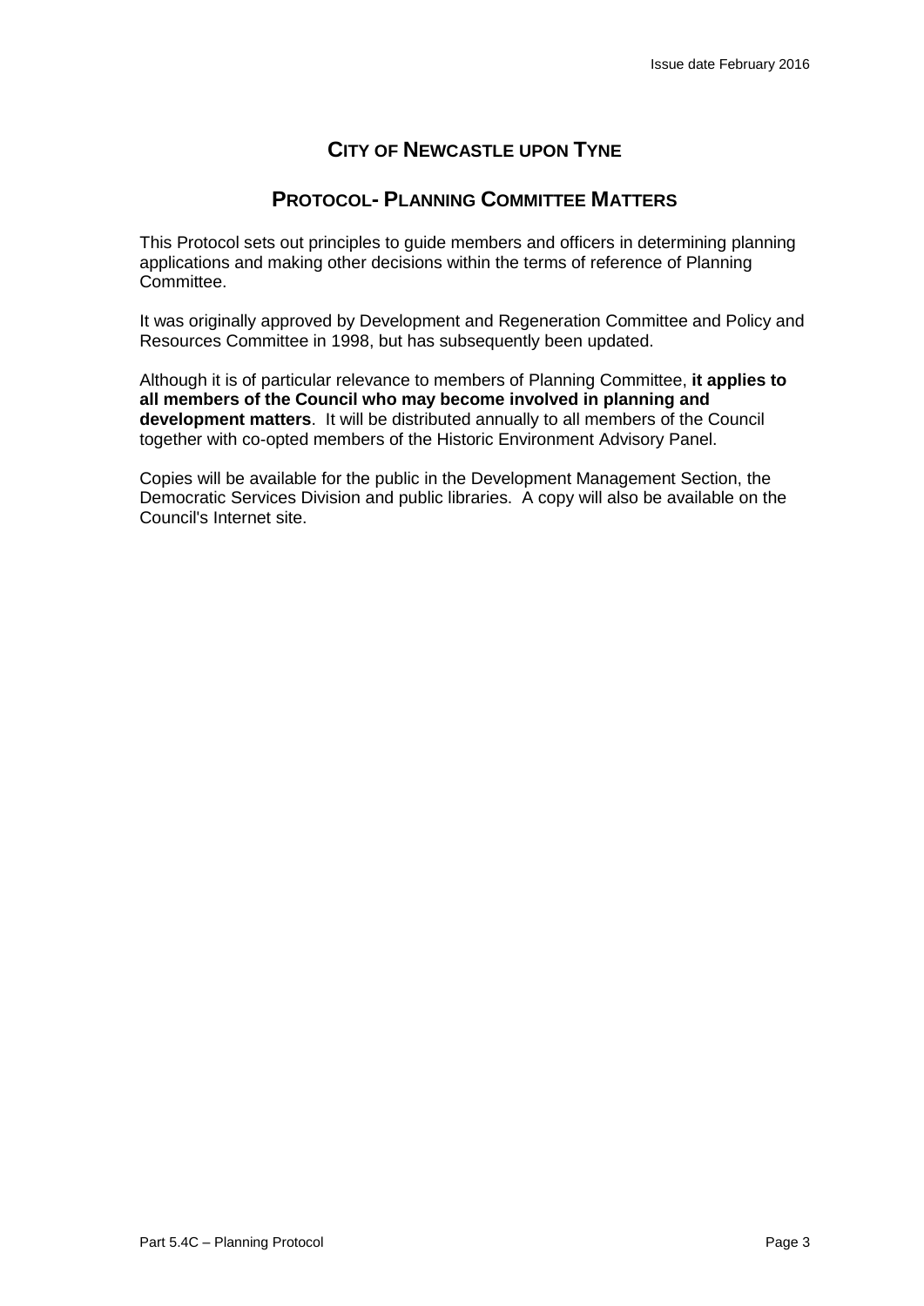# City of Newcastle upon Tyne

## Protocol- Planning Committee Matters

This Protocol sets out principles to guide members and officers in determining planning applications and making other decisions within the terms of reference of Planning Committee.

It was originally approved by Development and Regeneration Committee and Policy and Resources Committee in 1998, but has subsequently been updated.

Although it is of particular relevance to members of Planning Committee, **it applies to all members of the Council who may become involved in planning and development matters**. It will be distributed annually to all members of the Council together with co-opted members of the Historic Environment Advisory Panel.

Copies will be available for the public in the Development Management Section, the Democratic Services Division and public libraries. A copy will also be available on the Council's Internet site.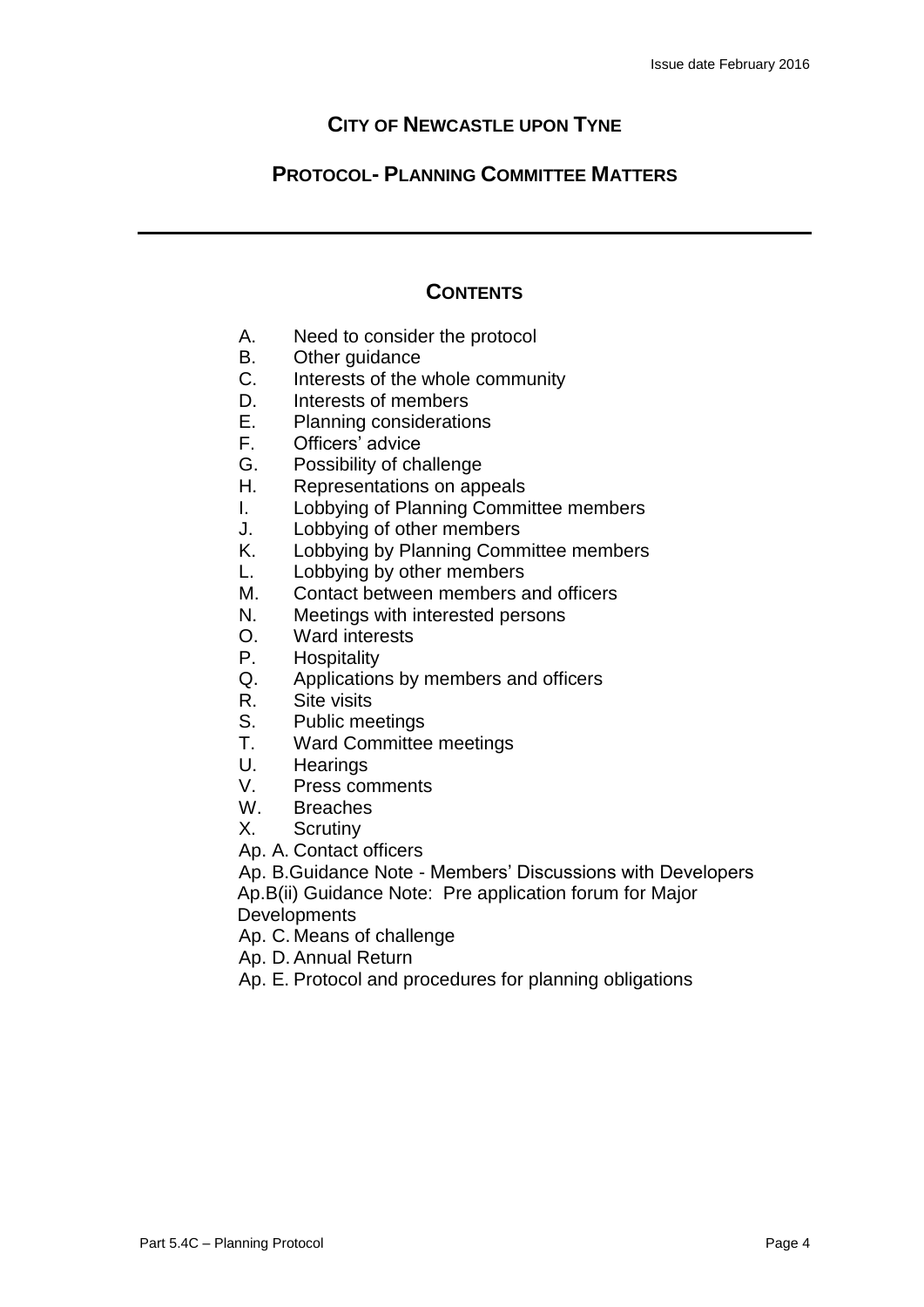# City of Newcastle upon Tyne

## Protocol- Planning Committee Matters

---

### Contents

- A. Need to consider the protocol
- B. Other guidance
- C. Interests of the whole community
- D. Interests of members
- E. Planning considerations
- F. Officers' advice
- G. Possibility of challenge
- H. Representations on appeals
- I. Lobbying of Planning Committee members
- J. Lobbying of other members
- K. Lobbying by Planning Committee members
- L. Lobbying by other members
- M. Contact between members and officers
- N. Meetings with interested persons
- O. Ward interests
- P. Hospitality
- Q. Applications by members and officers
- R. Site visits
- S. Public meetings
- T. Ward Committee meetings
- U. Hearings
- V. Press comments
- W. Breaches
- X. Scrutiny
- Ap. A. Contact officers
- Ap. B. Guidance Note - Members' Discussions with Developers
- Ap.B(ii) Guidance Note: Pre application forum for Major Developments
- Ap. C. Means of challenge
- Ap. D. Annual Return
- Ap. E. Protocol and procedures for planning obligations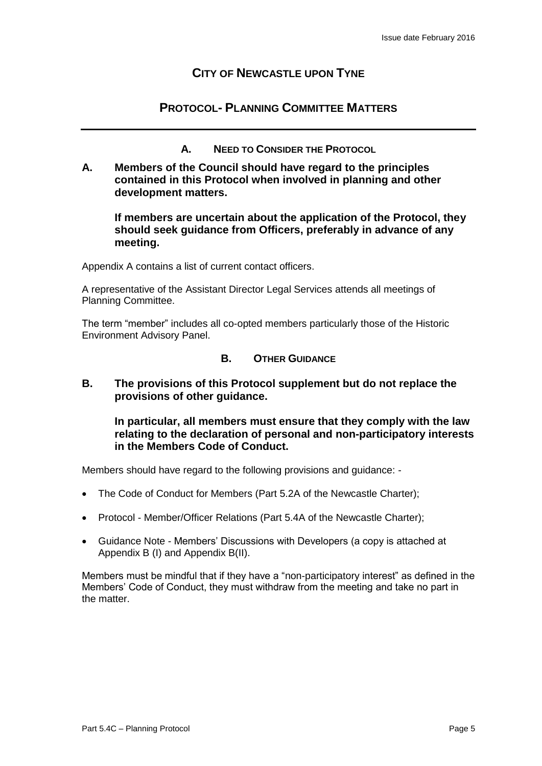# CITY OF NEWCASTLE UPON TYNE

## PROTOCOL- PLANNING COMMITTEE MATTERS

### A. NEED TO CONSIDER THE PROTOCOL

**A. Members of the Council should have regard to the principles contained in this Protocol when involved in planning and other development matters.**

**If members are uncertain about the application of the Protocol, they should seek guidance from Officers, preferably in advance of any meeting.**

Appendix A contains a list of current contact officers.

A representative of the Assistant Director Legal Services attends all meetings of Planning Committee.

The term "member" includes all co-opted members particularly those of the Historic Environment Advisory Panel.

### B. OTHER GUIDANCE

**B. The provisions of this Protocol supplement but do not replace the provisions of other guidance.**

**In particular, all members must ensure that they comply with the law relating to the declaration of personal and non-participatory interests in the Members Code of Conduct.**

Members should have regard to the following provisions and guidance: -

- The Code of Conduct for Members (Part 5.2A of the Newcastle Charter);
- Protocol - Member/Officer Relations (Part 5.4A of the Newcastle Charter);
- Guidance Note - Members' Discussions with Developers (a copy is attached at Appendix B (I) and Appendix B(II).

Members must be mindful that if they have a "non-participatory interest" as defined in the Members' Code of Conduct, they must withdraw from the meeting and take no part in the matter.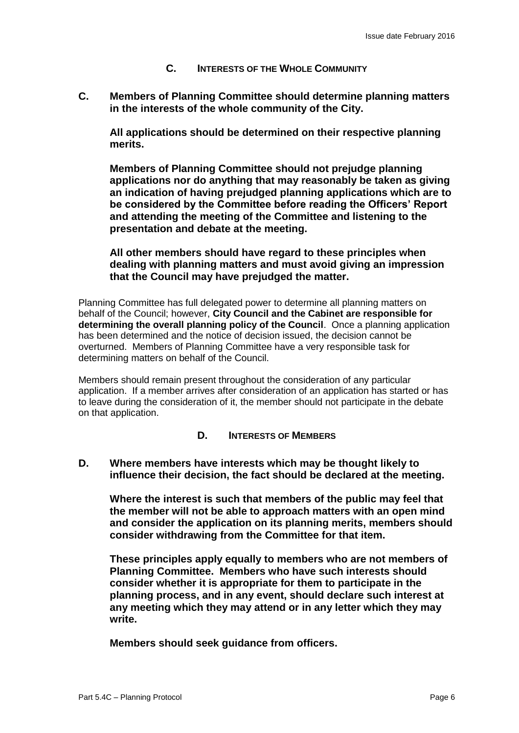## C. Interests of the Whole Community

**C. Members of Planning Committee should determine planning matters in the interests of the whole community of the City.**

**All applications should be determined on their respective planning merits.**

**Members of Planning Committee should not prejudge planning applications nor do anything that may reasonably be taken as giving an indication of having prejudged planning applications which are to be considered by the Committee before reading the Officers' Report and attending the meeting of the Committee and listening to the presentation and debate at the meeting.**

**All other members should have regard to these principles when dealing with planning matters and must avoid giving an impression that the Council may have prejudged the matter.**

Planning Committee has full delegated power to determine all planning matters on behalf of the Council; however, **City Council and the Cabinet are responsible for determining the overall planning policy of the Council**. Once a planning application has been determined and the notice of decision issued, the decision cannot be overturned. Members of Planning Committee have a very responsible task for determining matters on behalf of the Council.

Members should remain present throughout the consideration of any particular application. If a member arrives after consideration of an application has started or has to leave during the consideration of it, the member should not participate in the debate on that application.

## D. Interests of Members

**D. Where members have interests which may be thought likely to influence their decision, the fact should be declared at the meeting.**

**Where the interest is such that members of the public may feel that the member will not be able to approach matters with an open mind and consider the application on its planning merits, members should consider withdrawing from the Committee for that item.**

**These principles apply equally to members who are not members of Planning Committee. Members who have such interests should consider whether it is appropriate for them to participate in the planning process, and in any event, should declare such interest at any meeting which they may attend or in any letter which they may write.**

**Members should seek guidance from officers.**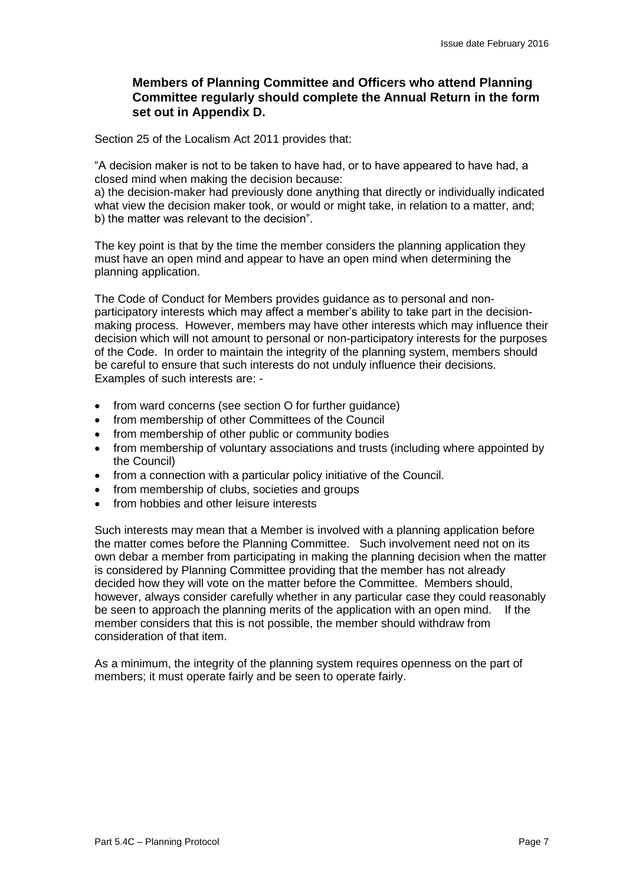**Members of Planning Committee and Officers who attend Planning Committee regularly should complete the Annual Return in the form set out in Appendix D.**

Section 25 of the Localism Act 2011 provides that:

"A decision maker is not to be taken to have had, or to have appeared to have had, a closed mind when making the decision because:
a) the decision-maker had previously done anything that directly or individually indicated what view the decision maker took, or would or might take, in relation to a matter, and;
b) the matter was relevant to the decision".

The key point is that by the time the member considers the planning application they must have an open mind and appear to have an open mind when determining the planning application.

The Code of Conduct for Members provides guidance as to personal and non-participatory interests which may affect a member's ability to take part in the decision-making process. However, members may have other interests which may influence their decision which will not amount to personal or non-participatory interests for the purposes of the Code. In order to maintain the integrity of the planning system, members should be careful to ensure that such interests do not unduly influence their decisions. Examples of such interests are: -

- from ward concerns (see section O for further guidance)
- from membership of other Committees of the Council
- from membership of other public or community bodies
- from membership of voluntary associations and trusts (including where appointed by the Council)
- from a connection with a particular policy initiative of the Council.
- from membership of clubs, societies and groups
- from hobbies and other leisure interests

Such interests may mean that a Member is involved with a planning application before the matter comes before the Planning Committee. Such involvement need not on its own debar a member from participating in making the planning decision when the matter is considered by Planning Committee providing that the member has not already decided how they will vote on the matter before the Committee. Members should, however, always consider carefully whether in any particular case they could reasonably be seen to approach the planning merits of the application with an open mind. If the member considers that this is not possible, the member should withdraw from consideration of that item.

As a minimum, the integrity of the planning system requires openness on the part of members; it must operate fairly and be seen to operate fairly.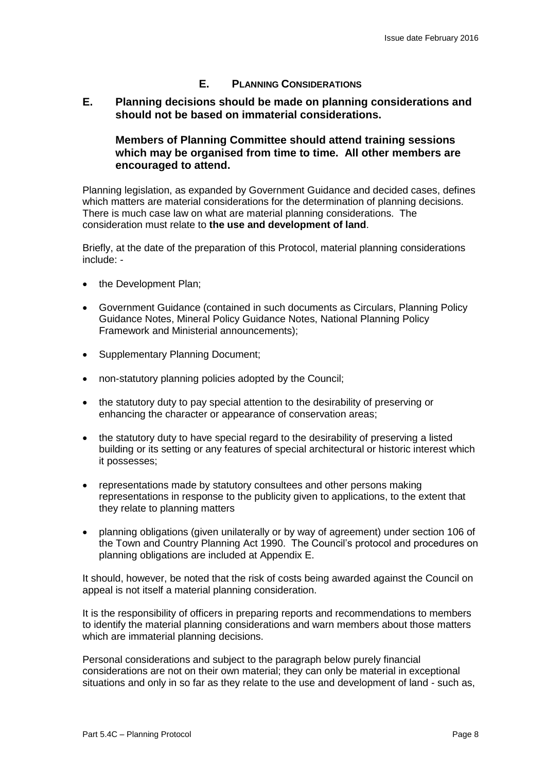## E. Planning Considerations

**E. Planning decisions should be made on planning considerations and should not be based on immaterial considerations.**

**Members of Planning Committee should attend training sessions which may be organised from time to time. All other members are encouraged to attend.**

Planning legislation, as expanded by Government Guidance and decided cases, defines which matters are material considerations for the determination of planning decisions. There is much case law on what are material planning considerations. The consideration must relate to **the use and development of land**.

Briefly, at the date of the preparation of this Protocol, material planning considerations include: -

- the Development Plan;
- Government Guidance (contained in such documents as Circulars, Planning Policy Guidance Notes, Mineral Policy Guidance Notes, National Planning Policy Framework and Ministerial announcements);
- Supplementary Planning Document;
- non-statutory planning policies adopted by the Council;
- the statutory duty to pay special attention to the desirability of preserving or enhancing the character or appearance of conservation areas;
- the statutory duty to have special regard to the desirability of preserving a listed building or its setting or any features of special architectural or historic interest which it possesses;
- representations made by statutory consultees and other persons making representations in response to the publicity given to applications, to the extent that they relate to planning matters
- planning obligations (given unilaterally or by way of agreement) under section 106 of the Town and Country Planning Act 1990. The Council's protocol and procedures on planning obligations are included at Appendix E.

It should, however, be noted that the risk of costs being awarded against the Council on appeal is not itself a material planning consideration.

It is the responsibility of officers in preparing reports and recommendations to members to identify the material planning considerations and warn members about those matters which are immaterial planning decisions.

Personal considerations and subject to the paragraph below purely financial considerations are not on their own material; they can only be material in exceptional situations and only in so far as they relate to the use and development of land - such as,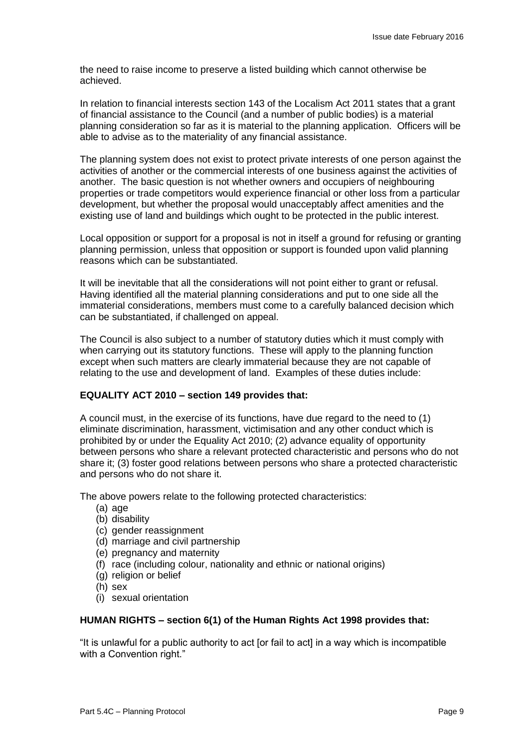the need to raise income to preserve a listed building which cannot otherwise be achieved.

In relation to financial interests section 143 of the Localism Act 2011 states that a grant of financial assistance to the Council (and a number of public bodies) is a material planning consideration so far as it is material to the planning application. Officers will be able to advise as to the materiality of any financial assistance.

The planning system does not exist to protect private interests of one person against the activities of another or the commercial interests of one business against the activities of another. The basic question is not whether owners and occupiers of neighbouring properties or trade competitors would experience financial or other loss from a particular development, but whether the proposal would unacceptably affect amenities and the existing use of land and buildings which ought to be protected in the public interest.

Local opposition or support for a proposal is not in itself a ground for refusing or granting planning permission, unless that opposition or support is founded upon valid planning reasons which can be substantiated.

It will be inevitable that all the considerations will not point either to grant or refusal. Having identified all the material planning considerations and put to one side all the immaterial considerations, members must come to a carefully balanced decision which can be substantiated, if challenged on appeal.

The Council is also subject to a number of statutory duties which it must comply with when carrying out its statutory functions. These will apply to the planning function except when such matters are clearly immaterial because they are not capable of relating to the use and development of land. Examples of these duties include:

**EQUALITY ACT 2010 – section 149 provides that:**

A council must, in the exercise of its functions, have due regard to the need to (1) eliminate discrimination, harassment, victimisation and any other conduct which is prohibited by or under the Equality Act 2010; (2) advance equality of opportunity between persons who share a relevant protected characteristic and persons who do not share it; (3) foster good relations between persons who share a protected characteristic and persons who do not share it.

The above powers relate to the following protected characteristics:

(a) age
(b) disability
(c) gender reassignment
(d) marriage and civil partnership
(e) pregnancy and maternity
(f) race (including colour, nationality and ethnic or national origins)
(g) religion or belief
(h) sex
(i) sexual orientation

**HUMAN RIGHTS – section 6(1) of the Human Rights Act 1998 provides that:**

"It is unlawful for a public authority to act [or fail to act] in a way which is incompatible with a Convention right."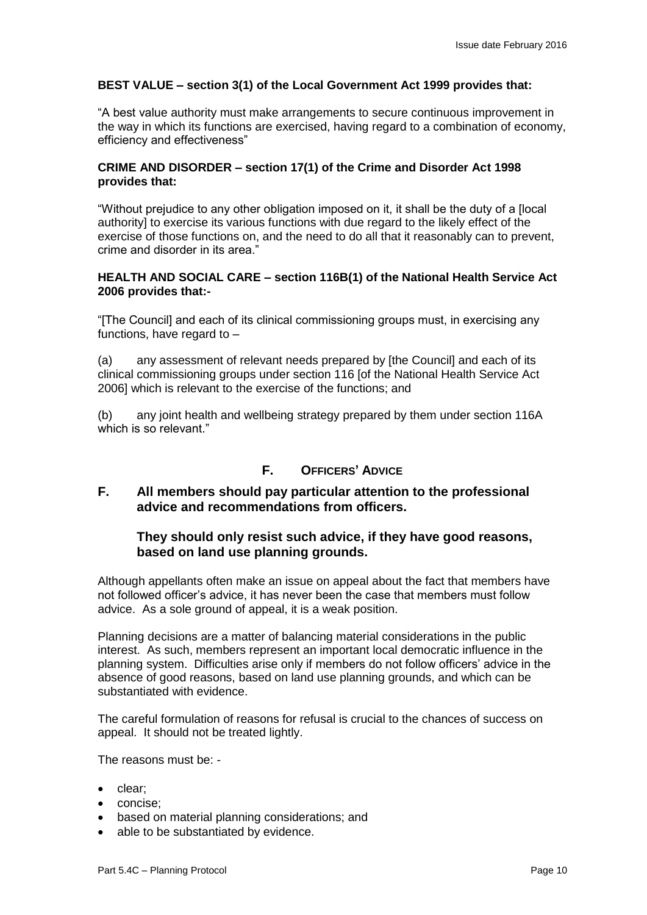**BEST VALUE – section 3(1) of the Local Government Act 1999 provides that:**

"A best value authority must make arrangements to secure continuous improvement in the way in which its functions are exercised, having regard to a combination of economy, efficiency and effectiveness"

**CRIME AND DISORDER – section 17(1) of the Crime and Disorder Act 1998 provides that:**

"Without prejudice to any other obligation imposed on it, it shall be the duty of a [local authority] to exercise its various functions with due regard to the likely effect of the exercise of those functions on, and the need to do all that it reasonably can to prevent, crime and disorder in its area."

**HEALTH AND SOCIAL CARE – section 116B(1) of the National Health Service Act 2006 provides that:-**

"[The Council] and each of its clinical commissioning groups must, in exercising any functions, have regard to –

(a) any assessment of relevant needs prepared by [the Council] and each of its clinical commissioning groups under section 116 [of the National Health Service Act 2006] which is relevant to the exercise of the functions; and

(b) any joint health and wellbeing strategy prepared by them under section 116A which is so relevant."

## F. OFFICERS' ADVICE

### F. All members should pay particular attention to the professional advice and recommendations from officers.

### They should only resist such advice, if they have good reasons, based on land use planning grounds.

Although appellants often make an issue on appeal about the fact that members have not followed officer's advice, it has never been the case that members must follow advice. As a sole ground of appeal, it is a weak position.

Planning decisions are a matter of balancing material considerations in the public interest. As such, members represent an important local democratic influence in the planning system. Difficulties arise only if members do not follow officers' advice in the absence of good reasons, based on land use planning grounds, and which can be substantiated with evidence.

The careful formulation of reasons for refusal is crucial to the chances of success on appeal. It should not be treated lightly.

The reasons must be: -

- clear;
- concise;
- based on material planning considerations; and
- able to be substantiated by evidence.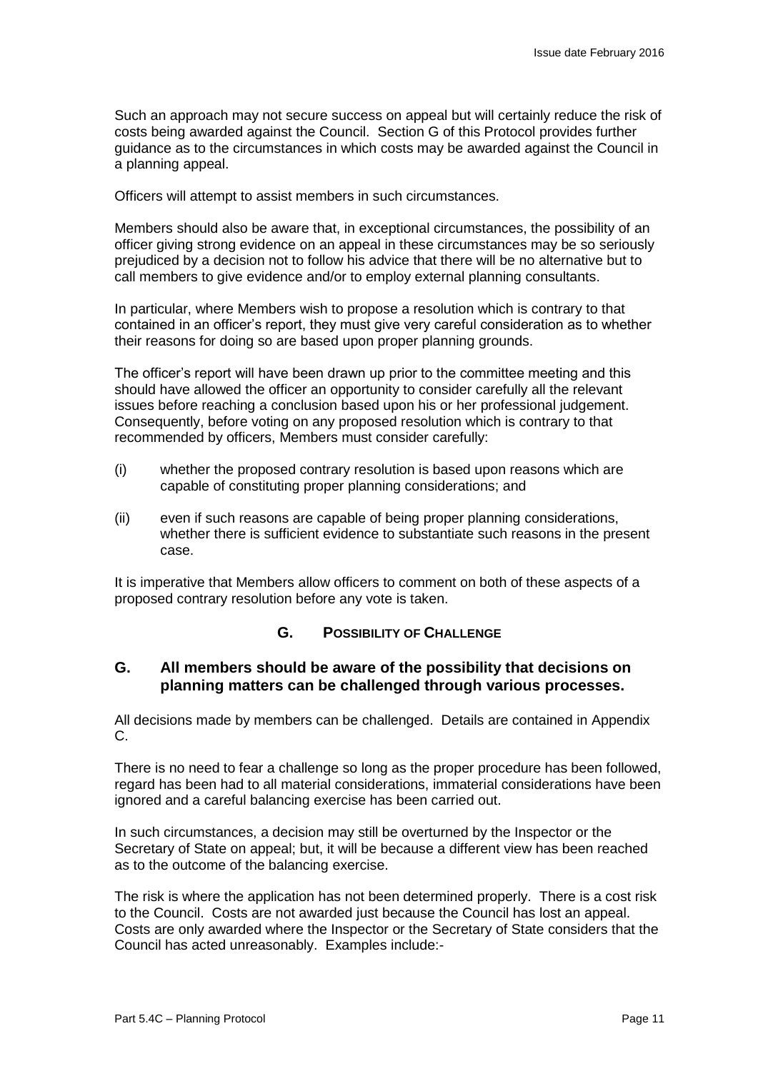Such an approach may not secure success on appeal but will certainly reduce the risk of costs being awarded against the Council. Section G of this Protocol provides further guidance as to the circumstances in which costs may be awarded against the Council in a planning appeal.

Officers will attempt to assist members in such circumstances.

Members should also be aware that, in exceptional circumstances, the possibility of an officer giving strong evidence on an appeal in these circumstances may be so seriously prejudiced by a decision not to follow his advice that there will be no alternative but to call members to give evidence and/or to employ external planning consultants.

In particular, where Members wish to propose a resolution which is contrary to that contained in an officer's report, they must give very careful consideration as to whether their reasons for doing so are based upon proper planning grounds.

The officer's report will have been drawn up prior to the committee meeting and this should have allowed the officer an opportunity to consider carefully all the relevant issues before reaching a conclusion based upon his or her professional judgement. Consequently, before voting on any proposed resolution which is contrary to that recommended by officers, Members must consider carefully:

(i) whether the proposed contrary resolution is based upon reasons which are capable of constituting proper planning considerations; and

(ii) even if such reasons are capable of being proper planning considerations, whether there is sufficient evidence to substantiate such reasons in the present case.

It is imperative that Members allow officers to comment on both of these aspects of a proposed contrary resolution before any vote is taken.

## G. Possibility of Challenge

### G. All members should be aware of the possibility that decisions on planning matters can be challenged through various processes.

All decisions made by members can be challenged. Details are contained in Appendix C.

There is no need to fear a challenge so long as the proper procedure has been followed, regard has been had to all material considerations, immaterial considerations have been ignored and a careful balancing exercise has been carried out.

In such circumstances, a decision may still be overturned by the Inspector or the Secretary of State on appeal; but, it will be because a different view has been reached as to the outcome of the balancing exercise.

The risk is where the application has not been determined properly. There is a cost risk to the Council. Costs are not awarded just because the Council has lost an appeal. Costs are only awarded where the Inspector or the Secretary of State considers that the Council has acted unreasonably. Examples include:-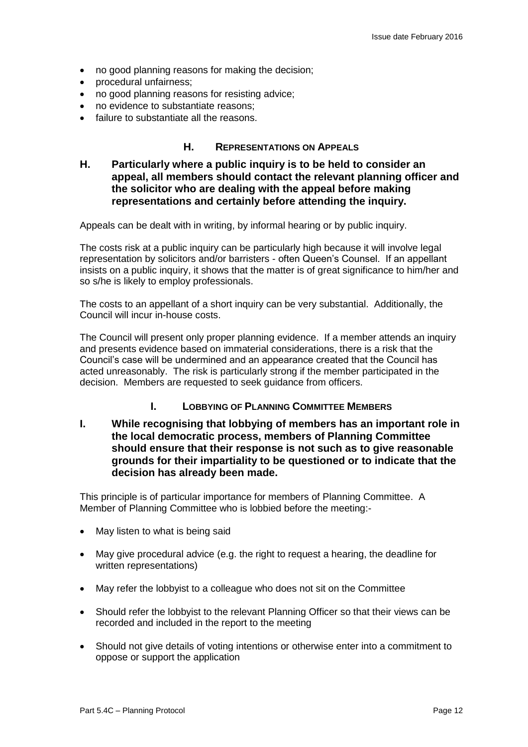- no good planning reasons for making the decision;
- procedural unfairness;
- no good planning reasons for resisting advice;
- no evidence to substantiate reasons;
- failure to substantiate all the reasons.

## H. REPRESENTATIONS ON APPEALS

**H. Particularly where a public inquiry is to be held to consider an appeal, all members should contact the relevant planning officer and the solicitor who are dealing with the appeal before making representations and certainly before attending the inquiry.**

Appeals can be dealt with in writing, by informal hearing or by public inquiry.

The costs risk at a public inquiry can be particularly high because it will involve legal representation by solicitors and/or barristers - often Queen's Counsel. If an appellant insists on a public inquiry, it shows that the matter is of great significance to him/her and so s/he is likely to employ professionals.

The costs to an appellant of a short inquiry can be very substantial. Additionally, the Council will incur in-house costs.

The Council will present only proper planning evidence. If a member attends an inquiry and presents evidence based on immaterial considerations, there is a risk that the Council's case will be undermined and an appearance created that the Council has acted unreasonably. The risk is particularly strong if the member participated in the decision. Members are requested to seek guidance from officers.

## I. LOBBYING OF PLANNING COMMITTEE MEMBERS

**I. While recognising that lobbying of members has an important role in the local democratic process, members of Planning Committee should ensure that their response is not such as to give reasonable grounds for their impartiality to be questioned or to indicate that the decision has already been made.**

This principle is of particular importance for members of Planning Committee. A Member of Planning Committee who is lobbied before the meeting:-

- May listen to what is being said
- May give procedural advice (e.g. the right to request a hearing, the deadline for written representations)
- May refer the lobbyist to a colleague who does not sit on the Committee
- Should refer the lobbyist to the relevant Planning Officer so that their views can be recorded and included in the report to the meeting
- Should not give details of voting intentions or otherwise enter into a commitment to oppose or support the application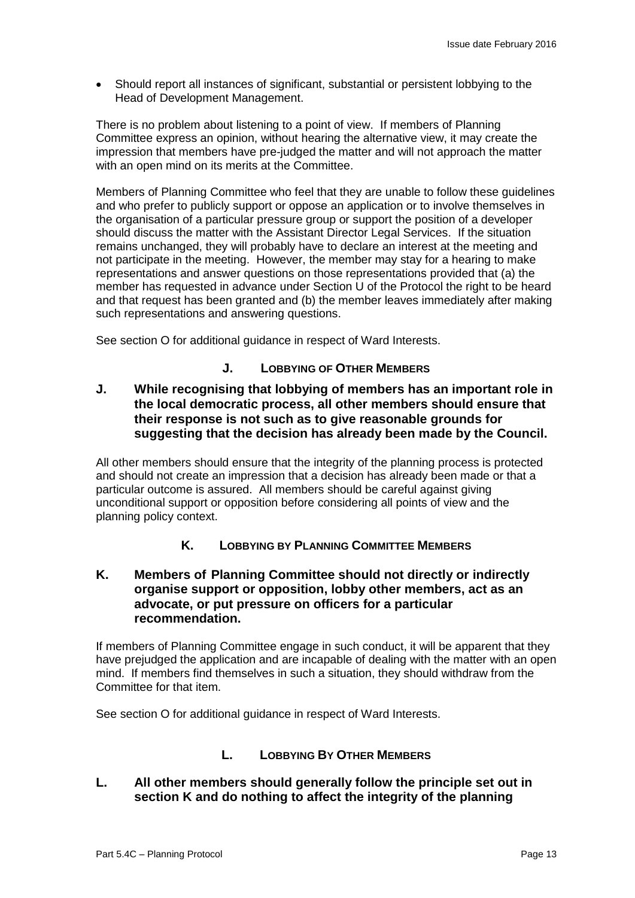- Should report all instances of significant, substantial or persistent lobbying to the Head of Development Management.

There is no problem about listening to a point of view. If members of Planning Committee express an opinion, without hearing the alternative view, it may create the impression that members have pre-judged the matter and will not approach the matter with an open mind on its merits at the Committee.

Members of Planning Committee who feel that they are unable to follow these guidelines and who prefer to publicly support or oppose an application or to involve themselves in the organisation of a particular pressure group or support the position of a developer should discuss the matter with the Assistant Director Legal Services. If the situation remains unchanged, they will probably have to declare an interest at the meeting and not participate in the meeting. However, the member may stay for a hearing to make representations and answer questions on those representations provided that (a) the member has requested in advance under Section U of the Protocol the right to be heard and that request has been granted and (b) the member leaves immediately after making such representations and answering questions.

See section O for additional guidance in respect of Ward Interests.

## J. Lobbying of Other Members

**J. While recognising that lobbying of members has an important role in the local democratic process, all other members should ensure that their response is not such as to give reasonable grounds for suggesting that the decision has already been made by the Council.**

All other members should ensure that the integrity of the planning process is protected and should not create an impression that a decision has already been made or that a particular outcome is assured. All members should be careful against giving unconditional support or opposition before considering all points of view and the planning policy context.

## K. Lobbying by Planning Committee Members

**K. Members of Planning Committee should not directly or indirectly organise support or opposition, lobby other members, act as an advocate, or put pressure on officers for a particular recommendation.**

If members of Planning Committee engage in such conduct, it will be apparent that they have prejudged the application and are incapable of dealing with the matter with an open mind. If members find themselves in such a situation, they should withdraw from the Committee for that item.

See section O for additional guidance in respect of Ward Interests.

## L. Lobbying By Other Members

**L. All other members should generally follow the principle set out in section K and do nothing to affect the integrity of the planning**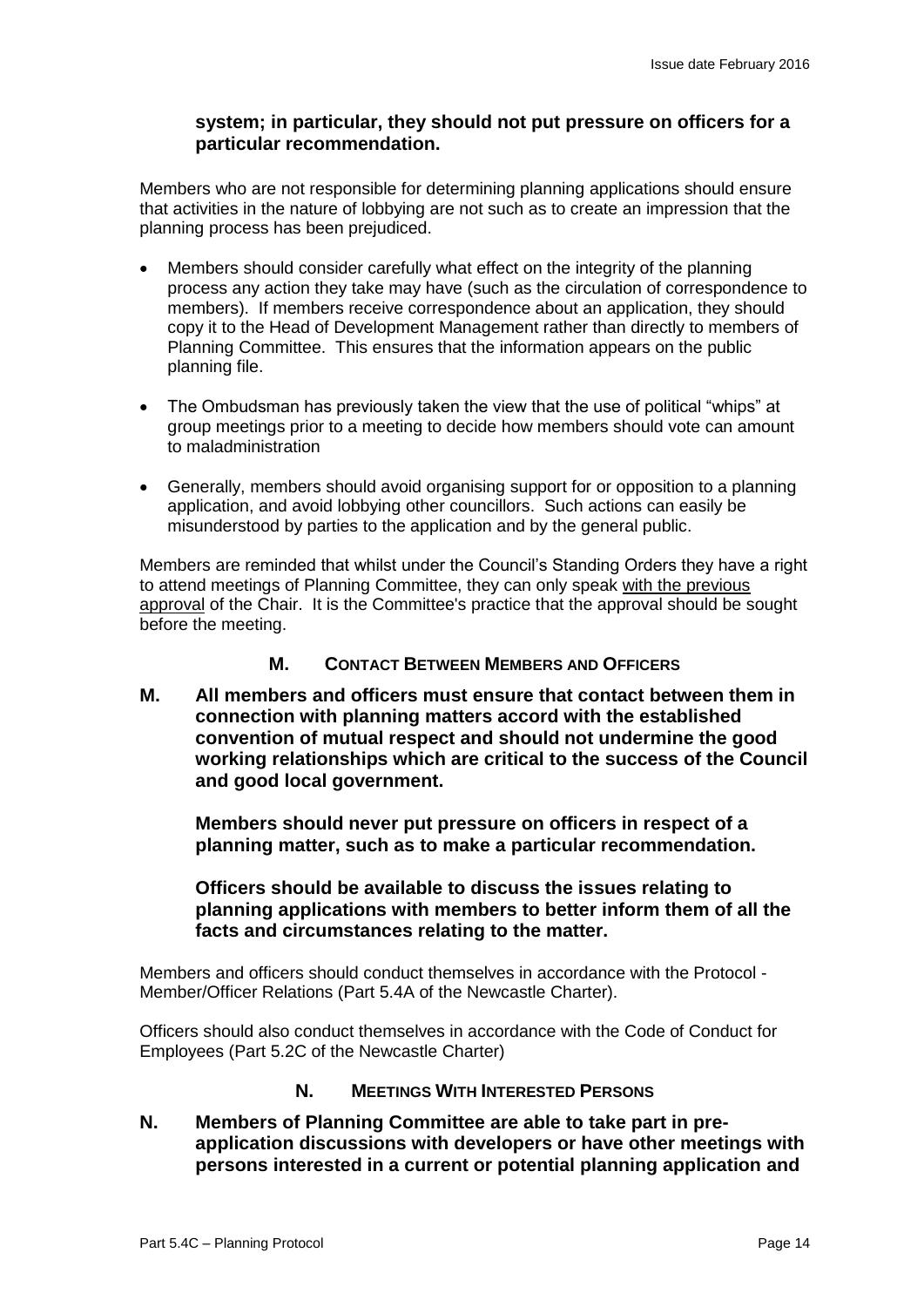**system; in particular, they should not put pressure on officers for a particular recommendation.**

Members who are not responsible for determining planning applications should ensure that activities in the nature of lobbying are not such as to create an impression that the planning process has been prejudiced.

- Members should consider carefully what effect on the integrity of the planning process any action they take may have (such as the circulation of correspondence to members). If members receive correspondence about an application, they should copy it to the Head of Development Management rather than directly to members of Planning Committee. This ensures that the information appears on the public planning file.
- The Ombudsman has previously taken the view that the use of political "whips" at group meetings prior to a meeting to decide how members should vote can amount to maladministration
- Generally, members should avoid organising support for or opposition to a planning application, and avoid lobbying other councillors. Such actions can easily be misunderstood by parties to the application and by the general public.

Members are reminded that whilst under the Council's Standing Orders they have a right to attend meetings of Planning Committee, they can only speak with the previous approval of the Chair. It is the Committee's practice that the approval should be sought before the meeting.

## M. Contact Between Members and Officers

**M. All members and officers must ensure that contact between them in connection with planning matters accord with the established convention of mutual respect and should not undermine the good working relationships which are critical to the success of the Council and good local government.**

**Members should never put pressure on officers in respect of a planning matter, such as to make a particular recommendation.**

**Officers should be available to discuss the issues relating to planning applications with members to better inform them of all the facts and circumstances relating to the matter.**

Members and officers should conduct themselves in accordance with the Protocol - Member/Officer Relations (Part 5.4A of the Newcastle Charter).

Officers should also conduct themselves in accordance with the Code of Conduct for Employees (Part 5.2C of the Newcastle Charter)

## N. Meetings With Interested Persons

**N. Members of Planning Committee are able to take part in pre-application discussions with developers or have other meetings with persons interested in a current or potential planning application and**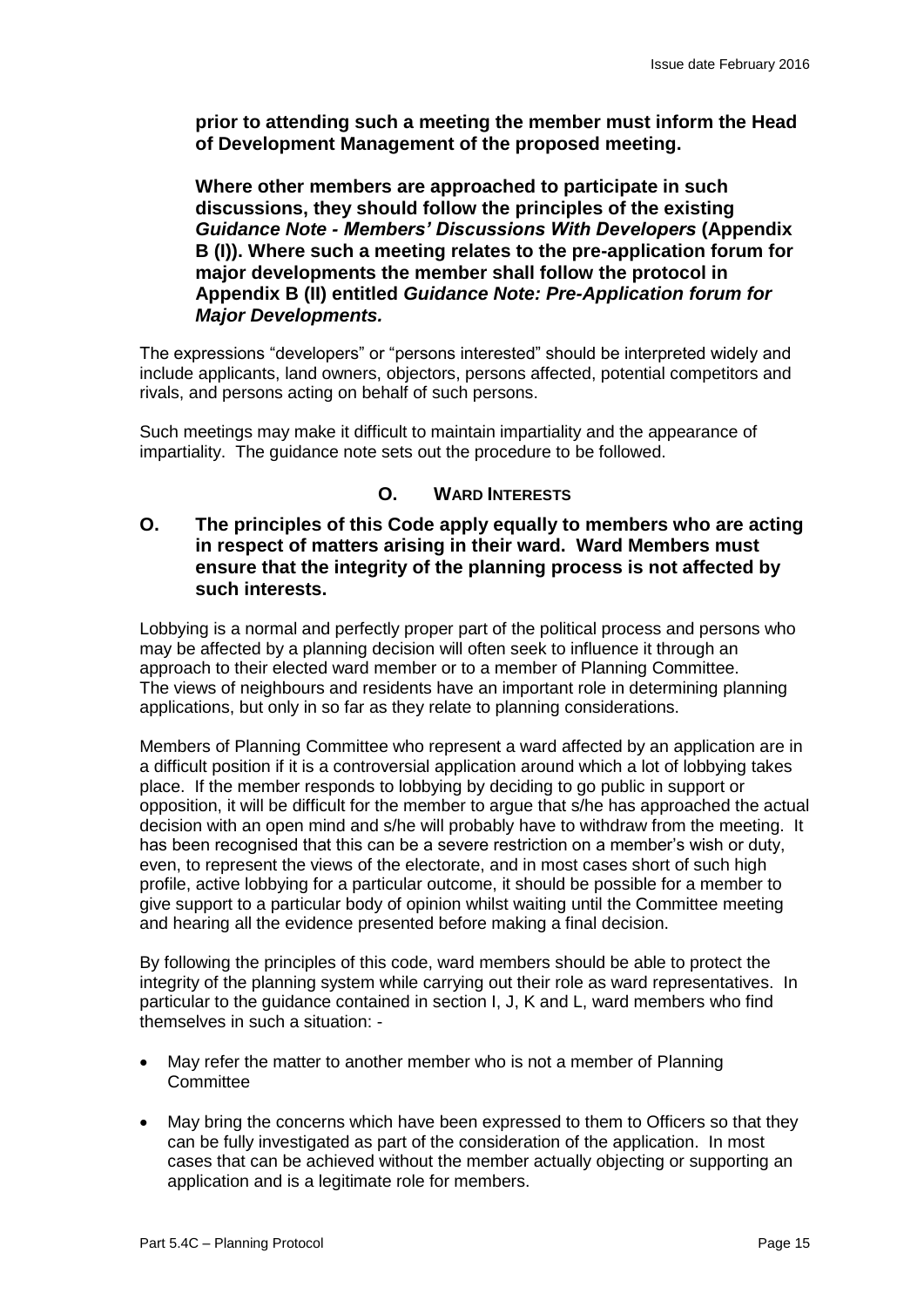**prior to attending such a meeting the member must inform the Head of Development Management of the proposed meeting.**

**Where other members are approached to participate in such discussions, they should follow the principles of the existing *Guidance Note - Members' Discussions With Developers* (Appendix B (I)). Where such a meeting relates to the pre-application forum for major developments the member shall follow the protocol in Appendix B (II) entitled *Guidance Note: Pre-Application forum for Major Developments.***

The expressions "developers" or "persons interested" should be interpreted widely and include applicants, land owners, objectors, persons affected, potential competitors and rivals, and persons acting on behalf of such persons.

Such meetings may make it difficult to maintain impartiality and the appearance of impartiality. The guidance note sets out the procedure to be followed.

## O. WARD INTERESTS

**O. The principles of this Code apply equally to members who are acting in respect of matters arising in their ward. Ward Members must ensure that the integrity of the planning process is not affected by such interests.**

Lobbying is a normal and perfectly proper part of the political process and persons who may be affected by a planning decision will often seek to influence it through an approach to their elected ward member or to a member of Planning Committee. The views of neighbours and residents have an important role in determining planning applications, but only in so far as they relate to planning considerations.

Members of Planning Committee who represent a ward affected by an application are in a difficult position if it is a controversial application around which a lot of lobbying takes place. If the member responds to lobbying by deciding to go public in support or opposition, it will be difficult for the member to argue that s/he has approached the actual decision with an open mind and s/he will probably have to withdraw from the meeting. It has been recognised that this can be a severe restriction on a member's wish or duty, even, to represent the views of the electorate, and in most cases short of such high profile, active lobbying for a particular outcome, it should be possible for a member to give support to a particular body of opinion whilst waiting until the Committee meeting and hearing all the evidence presented before making a final decision.

By following the principles of this code, ward members should be able to protect the integrity of the planning system while carrying out their role as ward representatives. In particular to the guidance contained in section I, J, K and L, ward members who find themselves in such a situation: -

- May refer the matter to another member who is not a member of Planning Committee
- May bring the concerns which have been expressed to them to Officers so that they can be fully investigated as part of the consideration of the application. In most cases that can be achieved without the member actually objecting or supporting an application and is a legitimate role for members.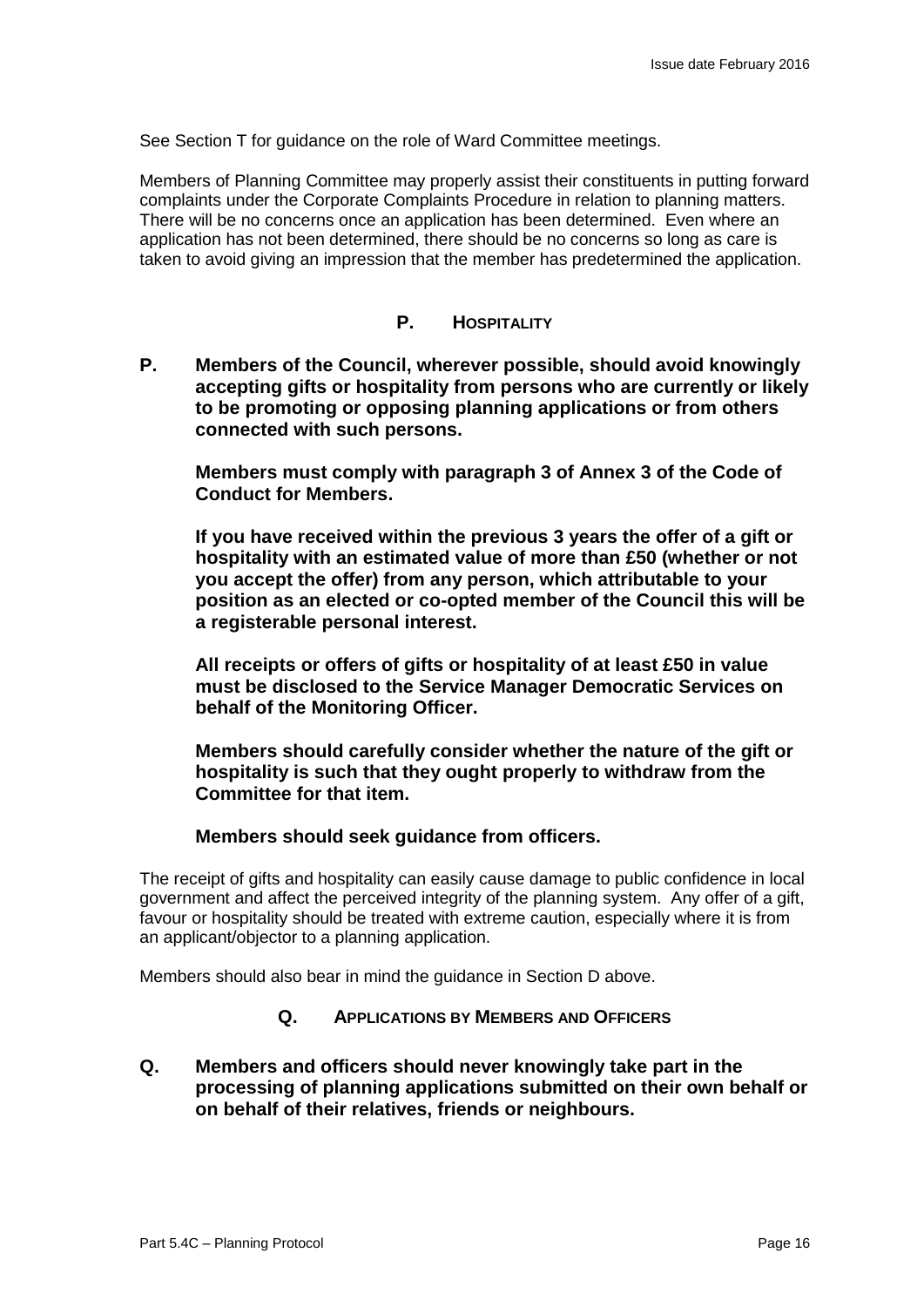See Section T for guidance on the role of Ward Committee meetings.

Members of Planning Committee may properly assist their constituents in putting forward complaints under the Corporate Complaints Procedure in relation to planning matters. There will be no concerns once an application has been determined. Even where an application has not been determined, there should be no concerns so long as care is taken to avoid giving an impression that the member has predetermined the application.

## P. Hospitality

**P. Members of the Council, wherever possible, should avoid knowingly accepting gifts or hospitality from persons who are currently or likely to be promoting or opposing planning applications or from others connected with such persons.**

**Members must comply with paragraph 3 of Annex 3 of the Code of Conduct for Members.**

**If you have received within the previous 3 years the offer of a gift or hospitality with an estimated value of more than £50 (whether or not you accept the offer) from any person, which attributable to your position as an elected or co-opted member of the Council this will be a registerable personal interest.**

**All receipts or offers of gifts or hospitality of at least £50 in value must be disclosed to the Service Manager Democratic Services on behalf of the Monitoring Officer.**

**Members should carefully consider whether the nature of the gift or hospitality is such that they ought properly to withdraw from the Committee for that item.**

**Members should seek guidance from officers.**

The receipt of gifts and hospitality can easily cause damage to public confidence in local government and affect the perceived integrity of the planning system. Any offer of a gift, favour or hospitality should be treated with extreme caution, especially where it is from an applicant/objector to a planning application.

Members should also bear in mind the guidance in Section D above.

## Q. Applications by Members and Officers

**Q. Members and officers should never knowingly take part in the processing of planning applications submitted on their own behalf or on behalf of their relatives, friends or neighbours.**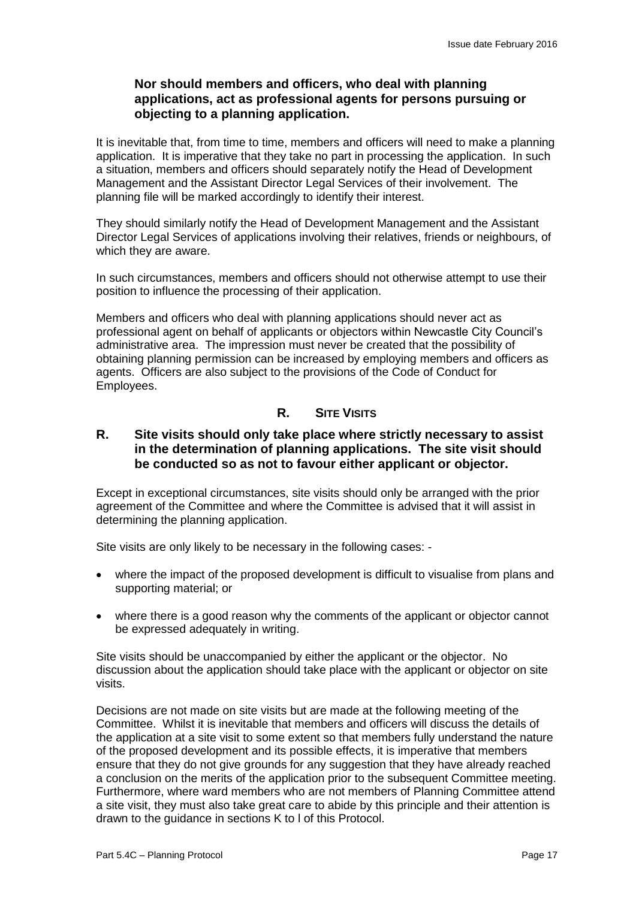**Nor should members and officers, who deal with planning applications, act as professional agents for persons pursuing or objecting to a planning application.**

It is inevitable that, from time to time, members and officers will need to make a planning application. It is imperative that they take no part in processing the application. In such a situation, members and officers should separately notify the Head of Development Management and the Assistant Director Legal Services of their involvement. The planning file will be marked accordingly to identify their interest.

They should similarly notify the Head of Development Management and the Assistant Director Legal Services of applications involving their relatives, friends or neighbours, of which they are aware.

In such circumstances, members and officers should not otherwise attempt to use their position to influence the processing of their application.

Members and officers who deal with planning applications should never act as professional agent on behalf of applicants or objectors within Newcastle City Council's administrative area. The impression must never be created that the possibility of obtaining planning permission can be increased by employing members and officers as agents. Officers are also subject to the provisions of the Code of Conduct for Employees.

## R. SITE VISITS

**R. Site visits should only take place where strictly necessary to assist in the determination of planning applications. The site visit should be conducted so as not to favour either applicant or objector.**

Except in exceptional circumstances, site visits should only be arranged with the prior agreement of the Committee and where the Committee is advised that it will assist in determining the planning application.

Site visits are only likely to be necessary in the following cases: -

- where the impact of the proposed development is difficult to visualise from plans and supporting material; or
- where there is a good reason why the comments of the applicant or objector cannot be expressed adequately in writing.

Site visits should be unaccompanied by either the applicant or the objector. No discussion about the application should take place with the applicant or objector on site visits.

Decisions are not made on site visits but are made at the following meeting of the Committee. Whilst it is inevitable that members and officers will discuss the details of the application at a site visit to some extent so that members fully understand the nature of the proposed development and its possible effects, it is imperative that members ensure that they do not give grounds for any suggestion that they have already reached a conclusion on the merits of the application prior to the subsequent Committee meeting. Furthermore, where ward members who are not members of Planning Committee attend a site visit, they must also take great care to abide by this principle and their attention is drawn to the guidance in sections K to l of this Protocol.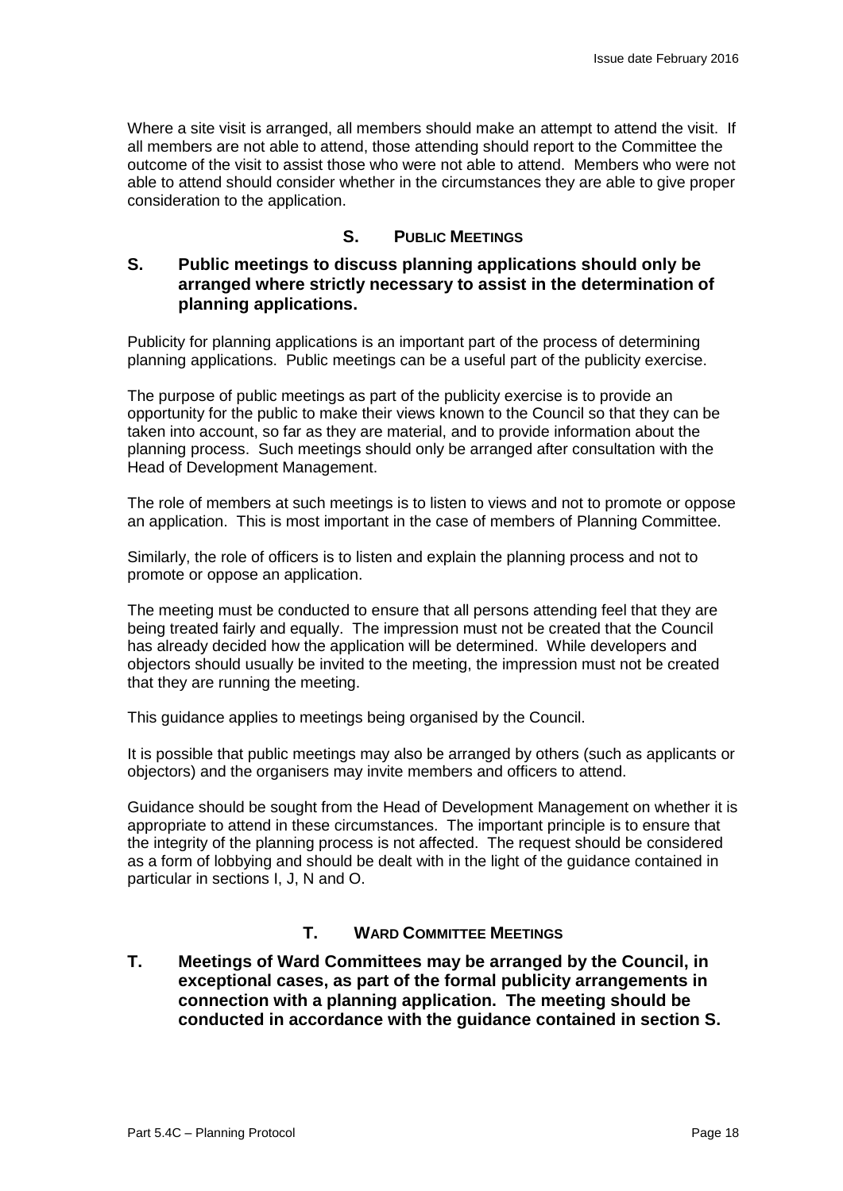Where a site visit is arranged, all members should make an attempt to attend the visit. If all members are not able to attend, those attending should report to the Committee the outcome of the visit to assist those who were not able to attend. Members who were not able to attend should consider whether in the circumstances they are able to give proper consideration to the application.

## S. PUBLIC MEETINGS

**S. Public meetings to discuss planning applications should only be arranged where strictly necessary to assist in the determination of planning applications.**

Publicity for planning applications is an important part of the process of determining planning applications. Public meetings can be a useful part of the publicity exercise.

The purpose of public meetings as part of the publicity exercise is to provide an opportunity for the public to make their views known to the Council so that they can be taken into account, so far as they are material, and to provide information about the planning process. Such meetings should only be arranged after consultation with the Head of Development Management.

The role of members at such meetings is to listen to views and not to promote or oppose an application. This is most important in the case of members of Planning Committee.

Similarly, the role of officers is to listen and explain the planning process and not to promote or oppose an application.

The meeting must be conducted to ensure that all persons attending feel that they are being treated fairly and equally. The impression must not be created that the Council has already decided how the application will be determined. While developers and objectors should usually be invited to the meeting, the impression must not be created that they are running the meeting.

This guidance applies to meetings being organised by the Council.

It is possible that public meetings may also be arranged by others (such as applicants or objectors) and the organisers may invite members and officers to attend.

Guidance should be sought from the Head of Development Management on whether it is appropriate to attend in these circumstances. The important principle is to ensure that the integrity of the planning process is not affected. The request should be considered as a form of lobbying and should be dealt with in the light of the guidance contained in particular in sections I, J, N and O.

## T. WARD COMMITTEE MEETINGS

**T. Meetings of Ward Committees may be arranged by the Council, in exceptional cases, as part of the formal publicity arrangements in connection with a planning application. The meeting should be conducted in accordance with the guidance contained in section S.**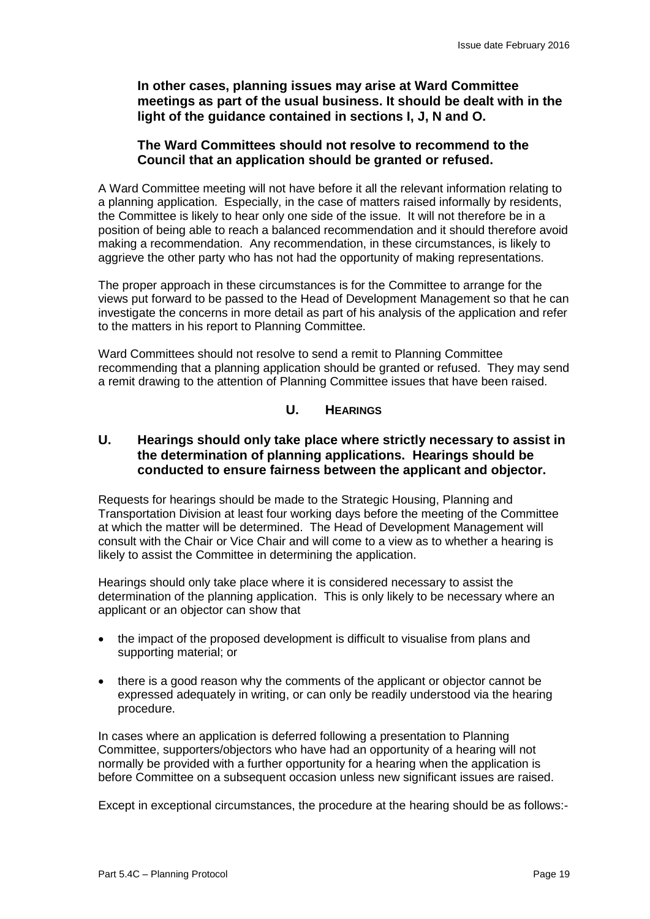**In other cases, planning issues may arise at Ward Committee meetings as part of the usual business. It should be dealt with in the light of the guidance contained in sections I, J, N and O.**

**The Ward Committees should not resolve to recommend to the Council that an application should be granted or refused.**

A Ward Committee meeting will not have before it all the relevant information relating to a planning application. Especially, in the case of matters raised informally by residents, the Committee is likely to hear only one side of the issue. It will not therefore be in a position of being able to reach a balanced recommendation and it should therefore avoid making a recommendation. Any recommendation, in these circumstances, is likely to aggrieve the other party who has not had the opportunity of making representations.

The proper approach in these circumstances is for the Committee to arrange for the views put forward to be passed to the Head of Development Management so that he can investigate the concerns in more detail as part of his analysis of the application and refer to the matters in his report to Planning Committee.

Ward Committees should not resolve to send a remit to Planning Committee recommending that a planning application should be granted or refused. They may send a remit drawing to the attention of Planning Committee issues that have been raised.

## U. HEARINGS

### U. Hearings should only take place where strictly necessary to assist in the determination of planning applications. Hearings should be conducted to ensure fairness between the applicant and objector.

Requests for hearings should be made to the Strategic Housing, Planning and Transportation Division at least four working days before the meeting of the Committee at which the matter will be determined. The Head of Development Management will consult with the Chair or Vice Chair and will come to a view as to whether a hearing is likely to assist the Committee in determining the application.

Hearings should only take place where it is considered necessary to assist the determination of the planning application. This is only likely to be necessary where an applicant or an objector can show that

- the impact of the proposed development is difficult to visualise from plans and supporting material; or
- there is a good reason why the comments of the applicant or objector cannot be expressed adequately in writing, or can only be readily understood via the hearing procedure.

In cases where an application is deferred following a presentation to Planning Committee, supporters/objectors who have had an opportunity of a hearing will not normally be provided with a further opportunity for a hearing when the application is before Committee on a subsequent occasion unless new significant issues are raised.

Except in exceptional circumstances, the procedure at the hearing should be as follows:-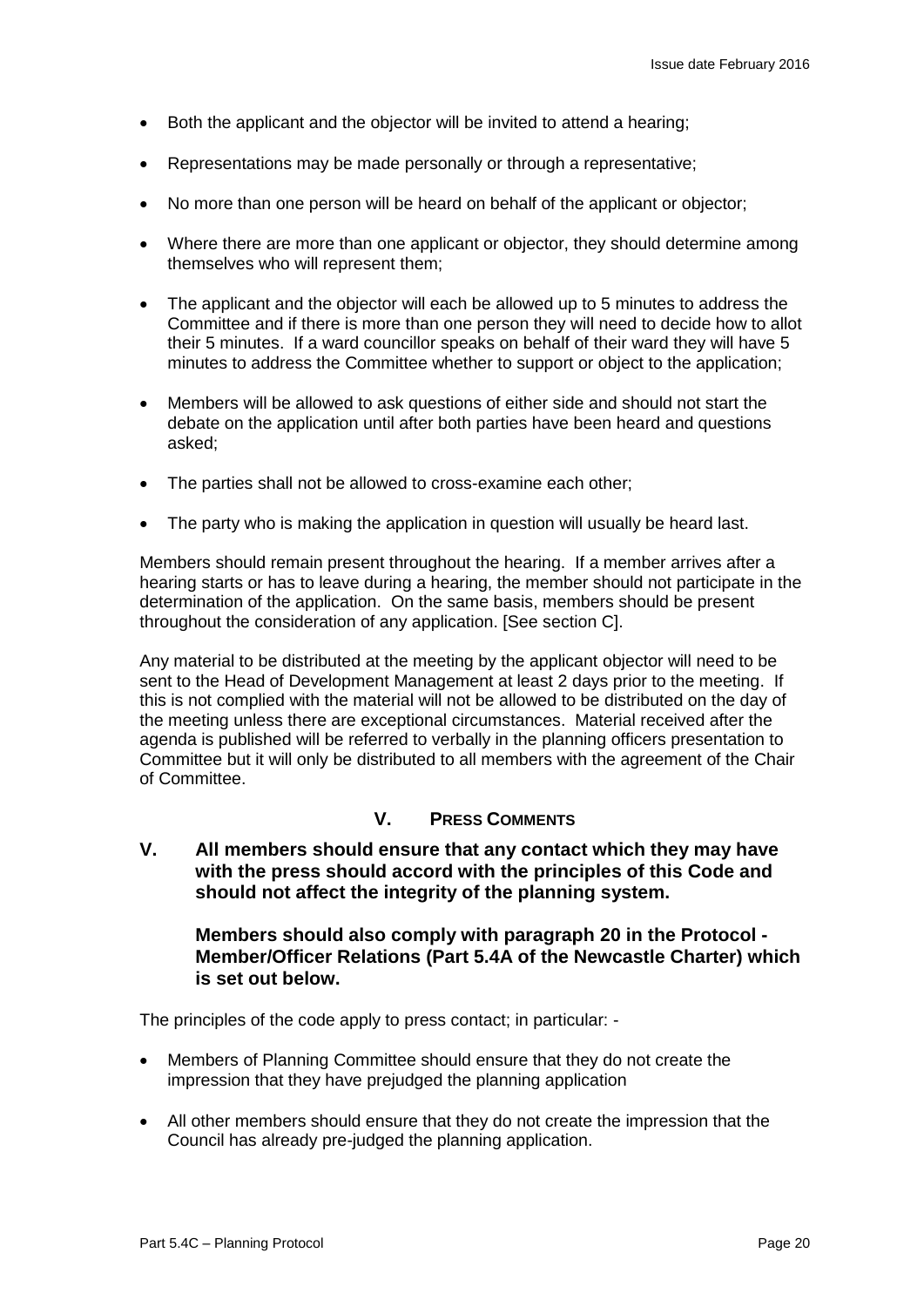- Both the applicant and the objector will be invited to attend a hearing;
- Representations may be made personally or through a representative;
- No more than one person will be heard on behalf of the applicant or objector;
- Where there are more than one applicant or objector, they should determine among themselves who will represent them;
- The applicant and the objector will each be allowed up to 5 minutes to address the Committee and if there is more than one person they will need to decide how to allot their 5 minutes. If a ward councillor speaks on behalf of their ward they will have 5 minutes to address the Committee whether to support or object to the application;
- Members will be allowed to ask questions of either side and should not start the debate on the application until after both parties have been heard and questions asked;
- The parties shall not be allowed to cross-examine each other;
- The party who is making the application in question will usually be heard last.

Members should remain present throughout the hearing. If a member arrives after a hearing starts or has to leave during a hearing, the member should not participate in the determination of the application. On the same basis, members should be present throughout the consideration of any application. [See section C].

Any material to be distributed at the meeting by the applicant objector will need to be sent to the Head of Development Management at least 2 days prior to the meeting. If this is not complied with the material will not be allowed to be distributed on the day of the meeting unless there are exceptional circumstances. Material received after the agenda is published will be referred to verbally in the planning officers presentation to Committee but it will only be distributed to all members with the agreement of the Chair of Committee.

## V. PRESS COMMENTS

**V. All members should ensure that any contact which they may have with the press should accord with the principles of this Code and should not affect the integrity of the planning system.**

**Members should also comply with paragraph 20 in the Protocol - Member/Officer Relations (Part 5.4A of the Newcastle Charter) which is set out below.**

The principles of the code apply to press contact; in particular: -

- Members of Planning Committee should ensure that they do not create the impression that they have prejudged the planning application
- All other members should ensure that they do not create the impression that the Council has already pre-judged the planning application.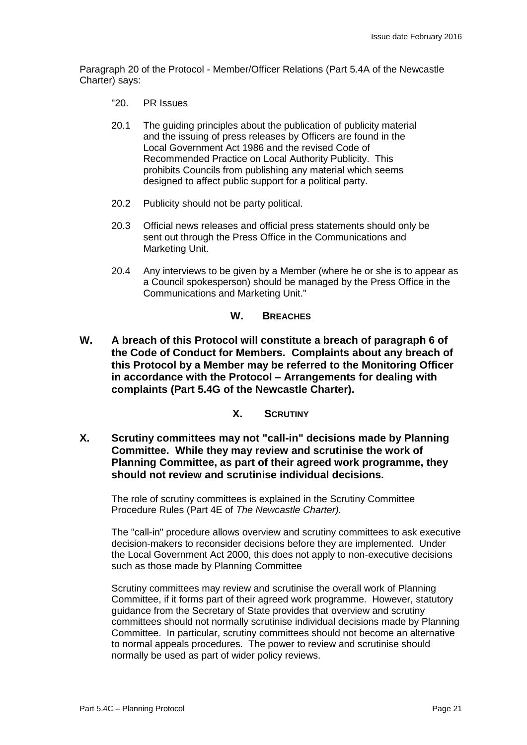Paragraph 20 of the Protocol - Member/Officer Relations (Part 5.4A of the Newcastle Charter) says:

> "20. PR Issues
>
> 20.1 The guiding principles about the publication of publicity material and the issuing of press releases by Officers are found in the Local Government Act 1986 and the revised Code of Recommended Practice on Local Authority Publicity. This prohibits Councils from publishing any material which seems designed to affect public support for a political party.
>
> 20.2 Publicity should not be party political.
>
> 20.3 Official news releases and official press statements should only be sent out through the Press Office in the Communications and Marketing Unit.
>
> 20.4 Any interviews to be given by a Member (where he or she is to appear as a Council spokesperson) should be managed by the Press Office in the Communications and Marketing Unit."

## W. BREACHES

**W. A breach of this Protocol will constitute a breach of paragraph 6 of the Code of Conduct for Members. Complaints about any breach of this Protocol by a Member may be referred to the Monitoring Officer in accordance with the Protocol – Arrangements for dealing with complaints (Part 5.4G of the Newcastle Charter).**

## X. SCRUTINY

**X. Scrutiny committees may not "call-in" decisions made by Planning Committee. While they may review and scrutinise the work of Planning Committee, as part of their agreed work programme, they should not review and scrutinise individual decisions.**

The role of scrutiny committees is explained in the Scrutiny Committee Procedure Rules (Part 4E of *The Newcastle Charter).*

The "call-in" procedure allows overview and scrutiny committees to ask executive decision-makers to reconsider decisions before they are implemented. Under the Local Government Act 2000, this does not apply to non-executive decisions such as those made by Planning Committee

Scrutiny committees may review and scrutinise the overall work of Planning Committee, if it forms part of their agreed work programme. However, statutory guidance from the Secretary of State provides that overview and scrutiny committees should not normally scrutinise individual decisions made by Planning Committee. In particular, scrutiny committees should not become an alternative to normal appeals procedures. The power to review and scrutinise should normally be used as part of wider policy reviews.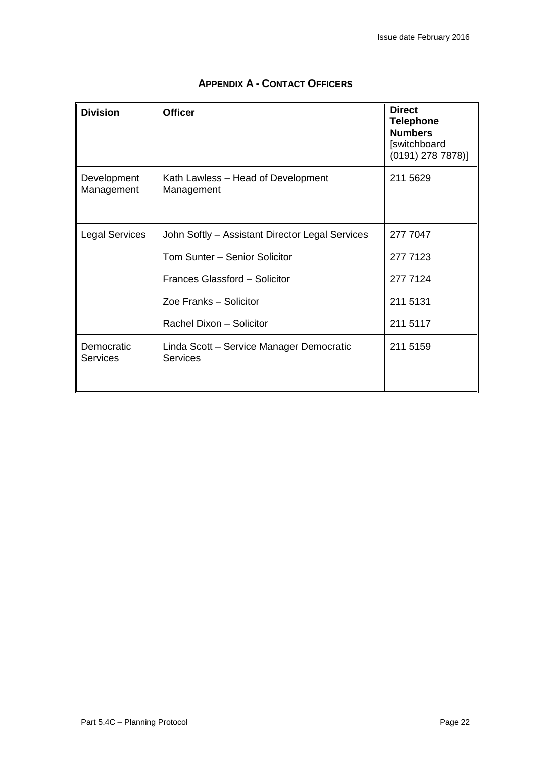## APPENDIX A - CONTACT OFFICERS

| **Division** | **Officer** | **Direct Telephone Numbers** [switchboard (0191) 278 7878)] |
|---|---|---|
| Development Management | Kath Lawless – Head of Development Management | 211 5629 |
| Legal Services | John Softly – Assistant Director Legal Services | 277 7047 |
| | Tom Sunter – Senior Solicitor | 277 7123 |
| | Frances Glassford – Solicitor | 277 7124 |
| | Zoe Franks – Solicitor | 211 5131 |
| | Rachel Dixon – Solicitor | 211 5117 |
| Democratic Services | Linda Scott – Service Manager Democratic Services | 211 5159 |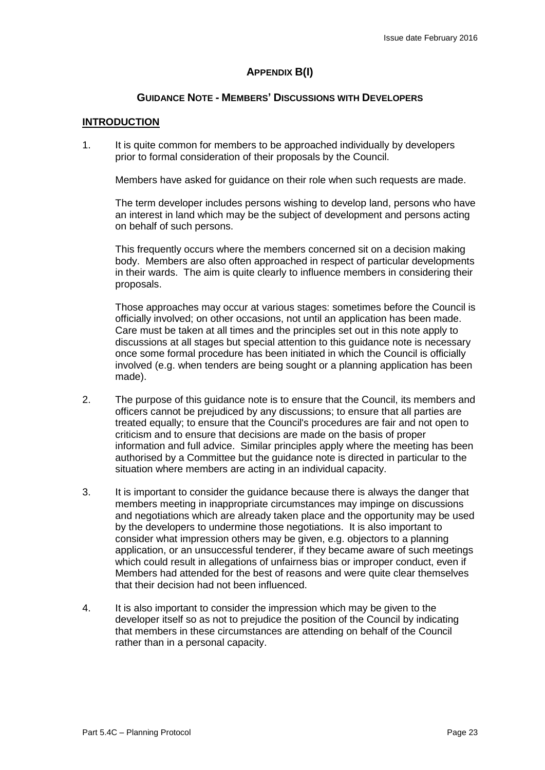## APPENDIX B(I)

### GUIDANCE NOTE - MEMBERS' DISCUSSIONS WITH DEVELOPERS

**INTRODUCTION**

1. It is quite common for members to be approached individually by developers prior to formal consideration of their proposals by the Council.

   Members have asked for guidance on their role when such requests are made.

   The term developer includes persons wishing to develop land, persons who have an interest in land which may be the subject of development and persons acting on behalf of such persons.

   This frequently occurs where the members concerned sit on a decision making body. Members are also often approached in respect of particular developments in their wards. The aim is quite clearly to influence members in considering their proposals.

   Those approaches may occur at various stages: sometimes before the Council is officially involved; on other occasions, not until an application has been made. Care must be taken at all times and the principles set out in this note apply to discussions at all stages but special attention to this guidance note is necessary once some formal procedure has been initiated in which the Council is officially involved (e.g. when tenders are being sought or a planning application has been made).

2. The purpose of this guidance note is to ensure that the Council, its members and officers cannot be prejudiced by any discussions; to ensure that all parties are treated equally; to ensure that the Council's procedures are fair and not open to criticism and to ensure that decisions are made on the basis of proper information and full advice. Similar principles apply where the meeting has been authorised by a Committee but the guidance note is directed in particular to the situation where members are acting in an individual capacity.

3. It is important to consider the guidance because there is always the danger that members meeting in inappropriate circumstances may impinge on discussions and negotiations which are already taken place and the opportunity may be used by the developers to undermine those negotiations. It is also important to consider what impression others may be given, e.g. objectors to a planning application, or an unsuccessful tenderer, if they became aware of such meetings which could result in allegations of unfairness bias or improper conduct, even if Members had attended for the best of reasons and were quite clear themselves that their decision had not been influenced.

4. It is also important to consider the impression which may be given to the developer itself so as not to prejudice the position of the Council by indicating that members in these circumstances are attending on behalf of the Council rather than in a personal capacity.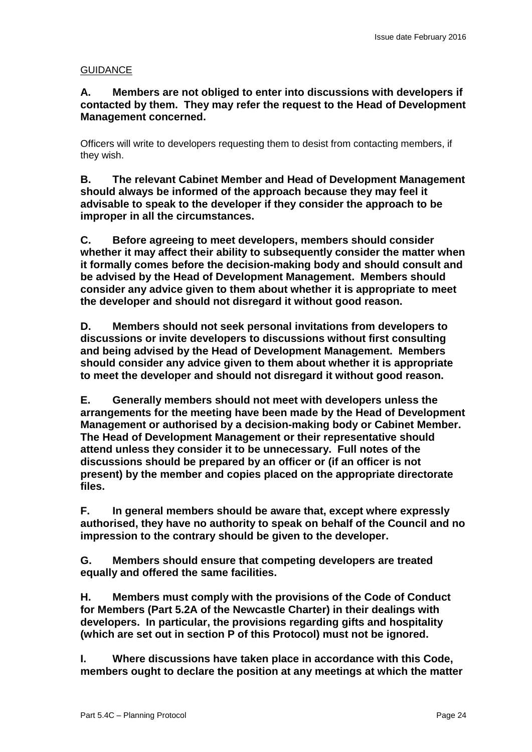GUIDANCE

**A. Members are not obliged to enter into discussions with developers if contacted by them. They may refer the request to the Head of Development Management concerned.**

Officers will write to developers requesting them to desist from contacting members, if they wish.

**B. The relevant Cabinet Member and Head of Development Management should always be informed of the approach because they may feel it advisable to speak to the developer if they consider the approach to be improper in all the circumstances.**

**C. Before agreeing to meet developers, members should consider whether it may affect their ability to subsequently consider the matter when it formally comes before the decision-making body and should consult and be advised by the Head of Development Management. Members should consider any advice given to them about whether it is appropriate to meet the developer and should not disregard it without good reason.**

**D. Members should not seek personal invitations from developers to discussions or invite developers to discussions without first consulting and being advised by the Head of Development Management. Members should consider any advice given to them about whether it is appropriate to meet the developer and should not disregard it without good reason.**

**E. Generally members should not meet with developers unless the arrangements for the meeting have been made by the Head of Development Management or authorised by a decision-making body or Cabinet Member. The Head of Development Management or their representative should attend unless they consider it to be unnecessary. Full notes of the discussions should be prepared by an officer or (if an officer is not present) by the member and copies placed on the appropriate directorate files.**

**F. In general members should be aware that, except where expressly authorised, they have no authority to speak on behalf of the Council and no impression to the contrary should be given to the developer.**

**G. Members should ensure that competing developers are treated equally and offered the same facilities.**

**H. Members must comply with the provisions of the Code of Conduct for Members (Part 5.2A of the Newcastle Charter) in their dealings with developers. In particular, the provisions regarding gifts and hospitality (which are set out in section P of this Protocol) must not be ignored.**

**I. Where discussions have taken place in accordance with this Code, members ought to declare the position at any meetings at which the matter**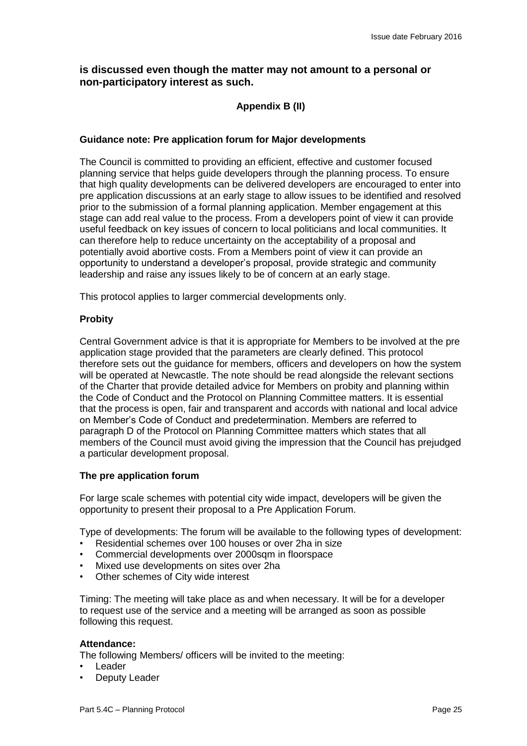**is discussed even though the matter may not amount to a personal or non-participatory interest as such.**

**Appendix B (II)**

**Guidance note: Pre application forum for Major developments**

The Council is committed to providing an efficient, effective and customer focused planning service that helps guide developers through the planning process. To ensure that high quality developments can be delivered developers are encouraged to enter into pre application discussions at an early stage to allow issues to be identified and resolved prior to the submission of a formal planning application. Member engagement at this stage can add real value to the process. From a developers point of view it can provide useful feedback on key issues of concern to local politicians and local communities. It can therefore help to reduce uncertainty on the acceptability of a proposal and potentially avoid abortive costs. From a Members point of view it can provide an opportunity to understand a developer's proposal, provide strategic and community leadership and raise any issues likely to be of concern at an early stage.

This protocol applies to larger commercial developments only.

**Probity**

Central Government advice is that it is appropriate for Members to be involved at the pre application stage provided that the parameters are clearly defined. This protocol therefore sets out the guidance for members, officers and developers on how the system will be operated at Newcastle. The note should be read alongside the relevant sections of the Charter that provide detailed advice for Members on probity and planning within the Code of Conduct and the Protocol on Planning Committee matters. It is essential that the process is open, fair and transparent and accords with national and local advice on Member's Code of Conduct and predetermination. Members are referred to paragraph D of the Protocol on Planning Committee matters which states that all members of the Council must avoid giving the impression that the Council has prejudged a particular development proposal.

**The pre application forum**

For large scale schemes with potential city wide impact, developers will be given the opportunity to present their proposal to a Pre Application Forum.

Type of developments: The forum will be available to the following types of development:

- Residential schemes over 100 houses or over 2ha in size
- Commercial developments over 2000sqm in floorspace
- Mixed use developments on sites over 2ha
- Other schemes of City wide interest

Timing: The meeting will take place as and when necessary. It will be for a developer to request use of the service and a meeting will be arranged as soon as possible following this request.

**Attendance:**

The following Members/ officers will be invited to the meeting:

- Leader
- Deputy Leader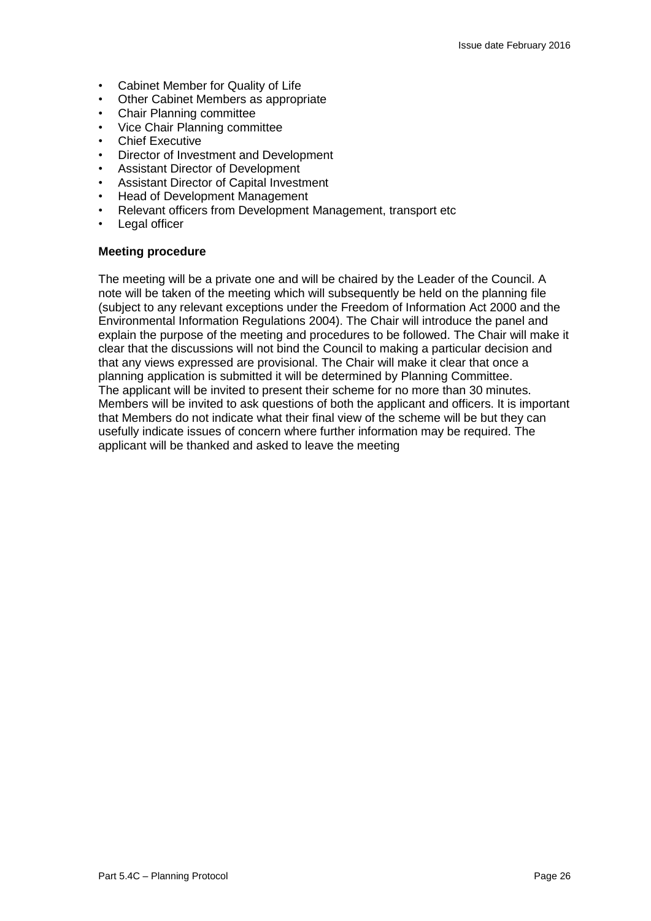- Cabinet Member for Quality of Life
- Other Cabinet Members as appropriate
- Chair Planning committee
- Vice Chair Planning committee
- Chief Executive
- Director of Investment and Development
- Assistant Director of Development
- Assistant Director of Capital Investment
- Head of Development Management
- Relevant officers from Development Management, transport etc
- Legal officer

**Meeting procedure**

The meeting will be a private one and will be chaired by the Leader of the Council. A note will be taken of the meeting which will subsequently be held on the planning file (subject to any relevant exceptions under the Freedom of Information Act 2000 and the Environmental Information Regulations 2004). The Chair will introduce the panel and explain the purpose of the meeting and procedures to be followed. The Chair will make it clear that the discussions will not bind the Council to making a particular decision and that any views expressed are provisional. The Chair will make it clear that once a planning application is submitted it will be determined by Planning Committee.
The applicant will be invited to present their scheme for no more than 30 minutes. Members will be invited to ask questions of both the applicant and officers. It is important that Members do not indicate what their final view of the scheme will be but they can usefully indicate issues of concern where further information may be required. The applicant will be thanked and asked to leave the meeting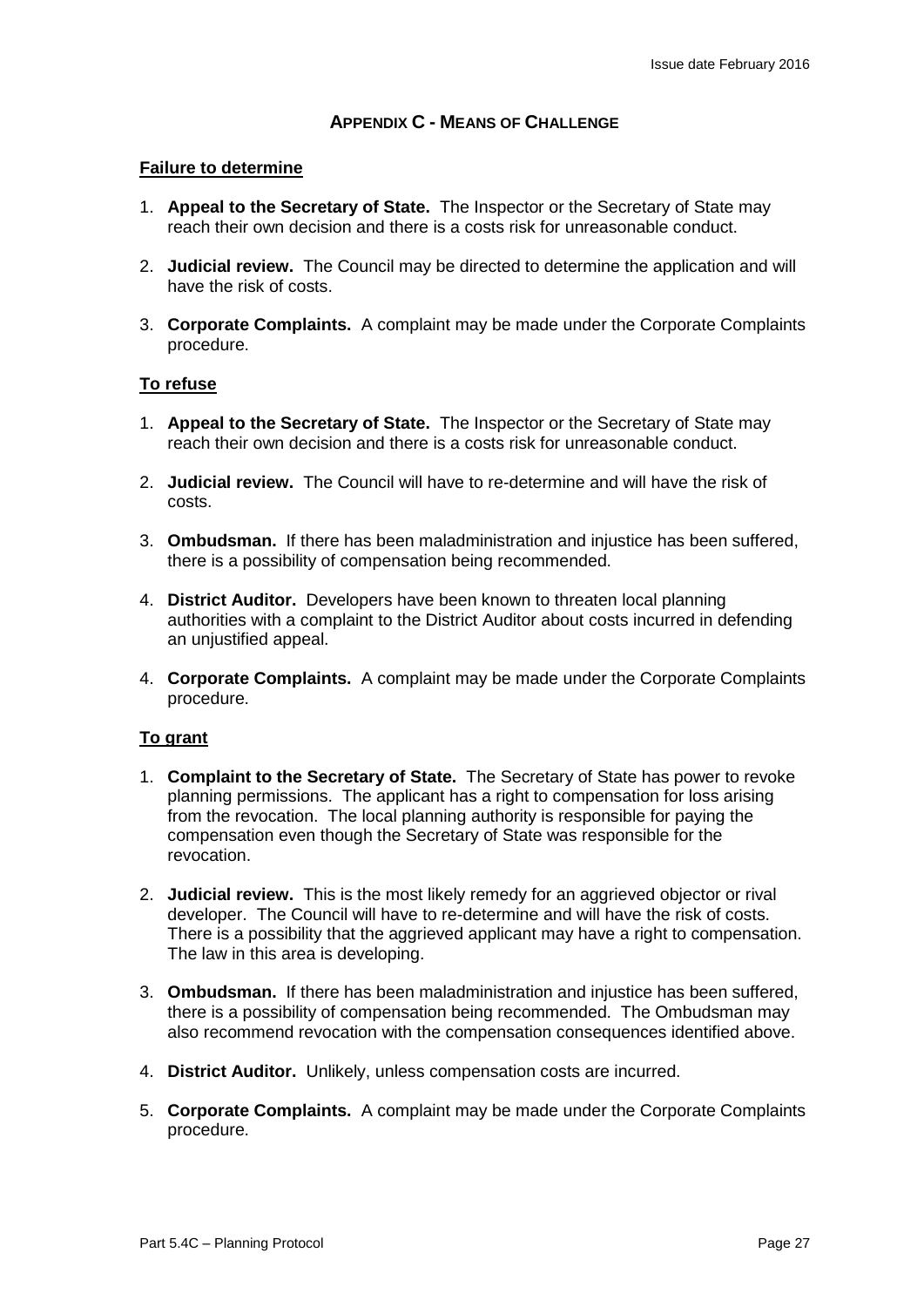## Appendix C - Means of Challenge

**Failure to determine**

1. **Appeal to the Secretary of State.** The Inspector or the Secretary of State may reach their own decision and there is a costs risk for unreasonable conduct.

2. **Judicial review.** The Council may be directed to determine the application and will have the risk of costs.

3. **Corporate Complaints.** A complaint may be made under the Corporate Complaints procedure.

**To refuse**

1. **Appeal to the Secretary of State.** The Inspector or the Secretary of State may reach their own decision and there is a costs risk for unreasonable conduct.

2. **Judicial review.** The Council will have to re-determine and will have the risk of costs.

3. **Ombudsman.** If there has been maladministration and injustice has been suffered, there is a possibility of compensation being recommended.

4. **District Auditor.** Developers have been known to threaten local planning authorities with a complaint to the District Auditor about costs incurred in defending an unjustified appeal.

4. **Corporate Complaints.** A complaint may be made under the Corporate Complaints procedure.

**To grant**

1. **Complaint to the Secretary of State.** The Secretary of State has power to revoke planning permissions. The applicant has a right to compensation for loss arising from the revocation. The local planning authority is responsible for paying the compensation even though the Secretary of State was responsible for the revocation.

2. **Judicial review.** This is the most likely remedy for an aggrieved objector or rival developer. The Council will have to re-determine and will have the risk of costs. There is a possibility that the aggrieved applicant may have a right to compensation. The law in this area is developing.

3. **Ombudsman.** If there has been maladministration and injustice has been suffered, there is a possibility of compensation being recommended. The Ombudsman may also recommend revocation with the compensation consequences identified above.

4. **District Auditor.** Unlikely, unless compensation costs are incurred.

5. **Corporate Complaints.** A complaint may be made under the Corporate Complaints procedure.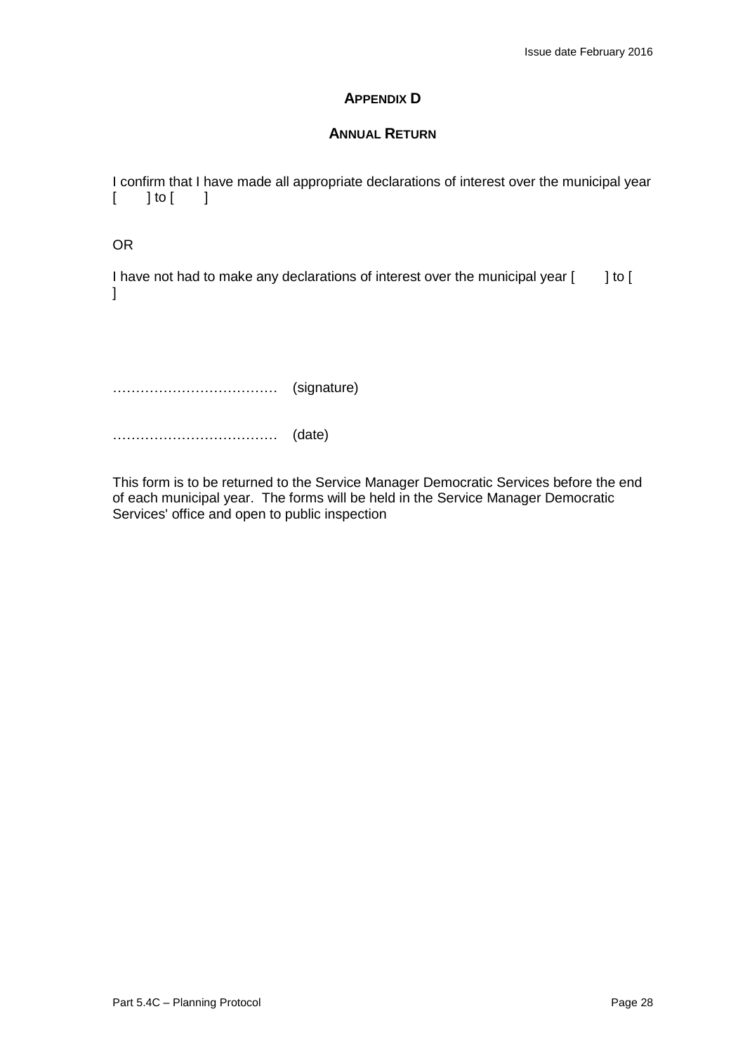## APPENDIX D

## ANNUAL RETURN

I confirm that I have made all appropriate declarations of interest over the municipal year [ ] to [ ]

OR

I have not had to make any declarations of interest over the municipal year [ ] to [ ]

……………………………… (signature)

……………………………… (date)

This form is to be returned to the Service Manager Democratic Services before the end of each municipal year. The forms will be held in the Service Manager Democratic Services' office and open to public inspection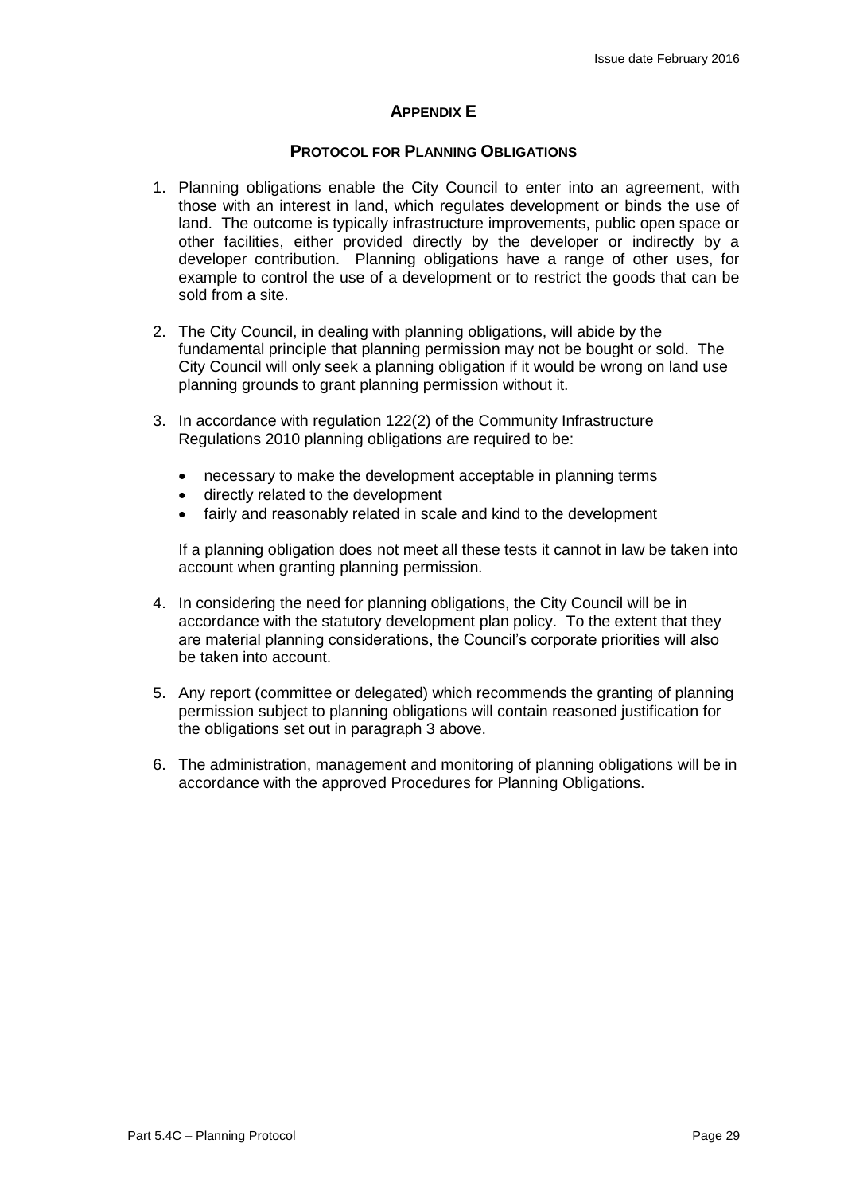## APPENDIX E

### PROTOCOL FOR PLANNING OBLIGATIONS

1. Planning obligations enable the City Council to enter into an agreement, with those with an interest in land, which regulates development or binds the use of land. The outcome is typically infrastructure improvements, public open space or other facilities, either provided directly by the developer or indirectly by a developer contribution. Planning obligations have a range of other uses, for example to control the use of a development or to restrict the goods that can be sold from a site.

2. The City Council, in dealing with planning obligations, will abide by the fundamental principle that planning permission may not be bought or sold. The City Council will only seek a planning obligation if it would be wrong on land use planning grounds to grant planning permission without it.

3. In accordance with regulation 122(2) of the Community Infrastructure Regulations 2010 planning obligations are required to be:

   - necessary to make the development acceptable in planning terms
   - directly related to the development
   - fairly and reasonably related in scale and kind to the development

   If a planning obligation does not meet all these tests it cannot in law be taken into account when granting planning permission.

4. In considering the need for planning obligations, the City Council will be in accordance with the statutory development plan policy. To the extent that they are material planning considerations, the Council's corporate priorities will also be taken into account.

5. Any report (committee or delegated) which recommends the granting of planning permission subject to planning obligations will contain reasoned justification for the obligations set out in paragraph 3 above.

6. The administration, management and monitoring of planning obligations will be in accordance with the approved Procedures for Planning Obligations.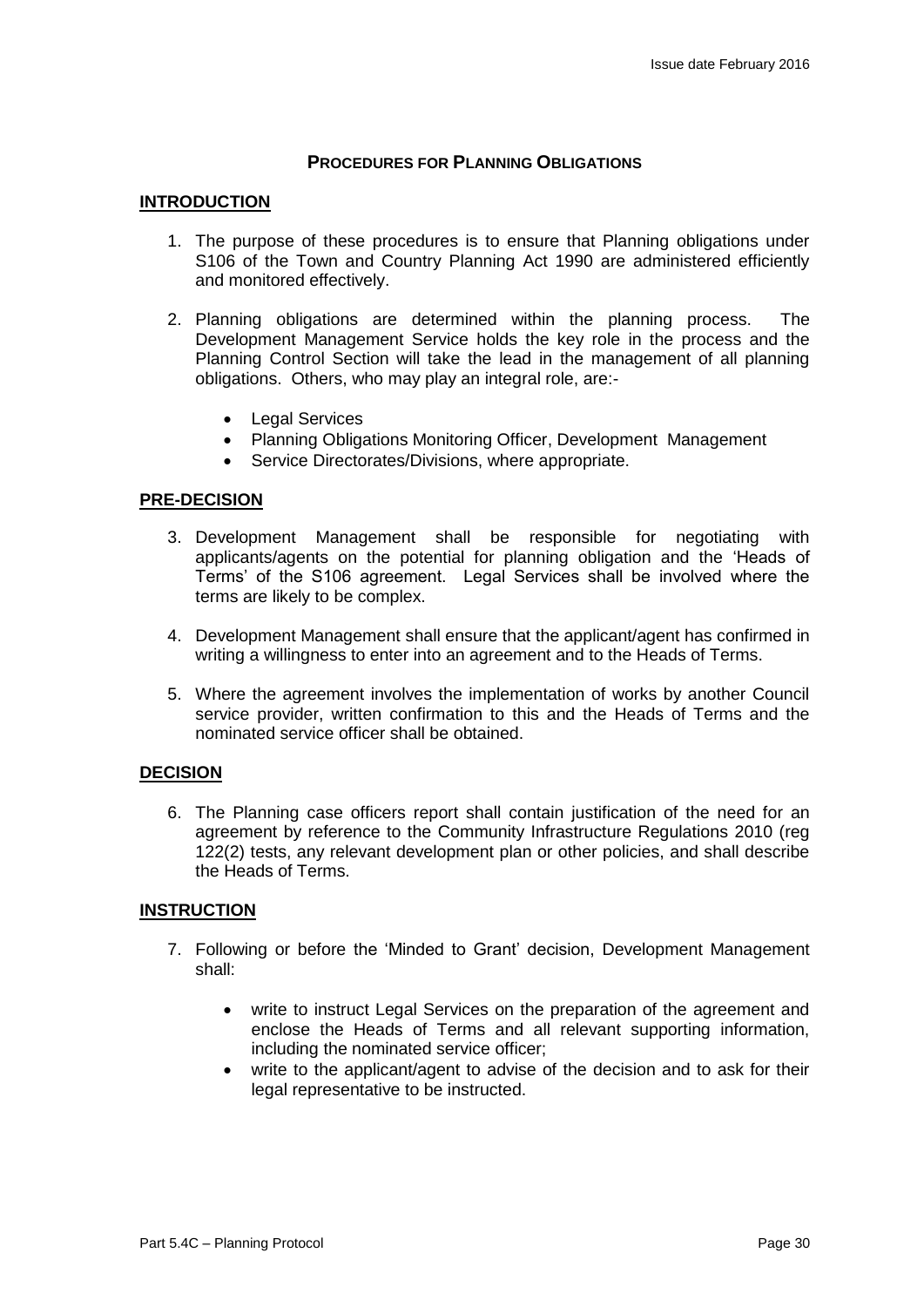## PROCEDURES FOR PLANNING OBLIGATIONS

### INTRODUCTION

1. The purpose of these procedures is to ensure that Planning obligations under S106 of the Town and Country Planning Act 1990 are administered efficiently and monitored effectively.

2. Planning obligations are determined within the planning process. The Development Management Service holds the key role in the process and the Planning Control Section will take the lead in the management of all planning obligations. Others, who may play an integral role, are:-

    - Legal Services
    - Planning Obligations Monitoring Officer, Development Management
    - Service Directorates/Divisions, where appropriate.

### PRE-DECISION

3. Development Management shall be responsible for negotiating with applicants/agents on the potential for planning obligation and the 'Heads of Terms' of the S106 agreement. Legal Services shall be involved where the terms are likely to be complex.

4. Development Management shall ensure that the applicant/agent has confirmed in writing a willingness to enter into an agreement and to the Heads of Terms.

5. Where the agreement involves the implementation of works by another Council service provider, written confirmation to this and the Heads of Terms and the nominated service officer shall be obtained.

### DECISION

6. The Planning case officers report shall contain justification of the need for an agreement by reference to the Community Infrastructure Regulations 2010 (reg 122(2) tests, any relevant development plan or other policies, and shall describe the Heads of Terms.

### INSTRUCTION

7. Following or before the 'Minded to Grant' decision, Development Management shall:

    - write to instruct Legal Services on the preparation of the agreement and enclose the Heads of Terms and all relevant supporting information, including the nominated service officer;
    - write to the applicant/agent to advise of the decision and to ask for their legal representative to be instructed.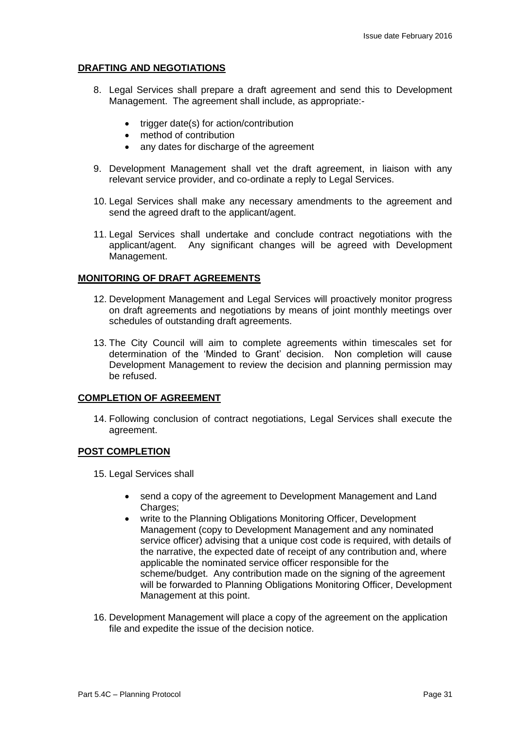## DRAFTING AND NEGOTIATIONS

8. Legal Services shall prepare a draft agreement and send this to Development Management. The agreement shall include, as appropriate:-
   - trigger date(s) for action/contribution
   - method of contribution
   - any dates for discharge of the agreement

9. Development Management shall vet the draft agreement, in liaison with any relevant service provider, and co-ordinate a reply to Legal Services.

10. Legal Services shall make any necessary amendments to the agreement and send the agreed draft to the applicant/agent.

11. Legal Services shall undertake and conclude contract negotiations with the applicant/agent. Any significant changes will be agreed with Development Management.

## MONITORING OF DRAFT AGREEMENTS

12. Development Management and Legal Services will proactively monitor progress on draft agreements and negotiations by means of joint monthly meetings over schedules of outstanding draft agreements.

13. The City Council will aim to complete agreements within timescales set for determination of the 'Minded to Grant' decision. Non completion will cause Development Management to review the decision and planning permission may be refused.

## COMPLETION OF AGREEMENT

14. Following conclusion of contract negotiations, Legal Services shall execute the agreement.

## POST COMPLETION

15. Legal Services shall
    - send a copy of the agreement to Development Management and Land Charges;
    - write to the Planning Obligations Monitoring Officer, Development Management (copy to Development Management and any nominated service officer) advising that a unique cost code is required, with details of the narrative, the expected date of receipt of any contribution and, where applicable the nominated service officer responsible for the scheme/budget. Any contribution made on the signing of the agreement will be forwarded to Planning Obligations Monitoring Officer, Development Management at this point.

16. Development Management will place a copy of the agreement on the application file and expedite the issue of the decision notice.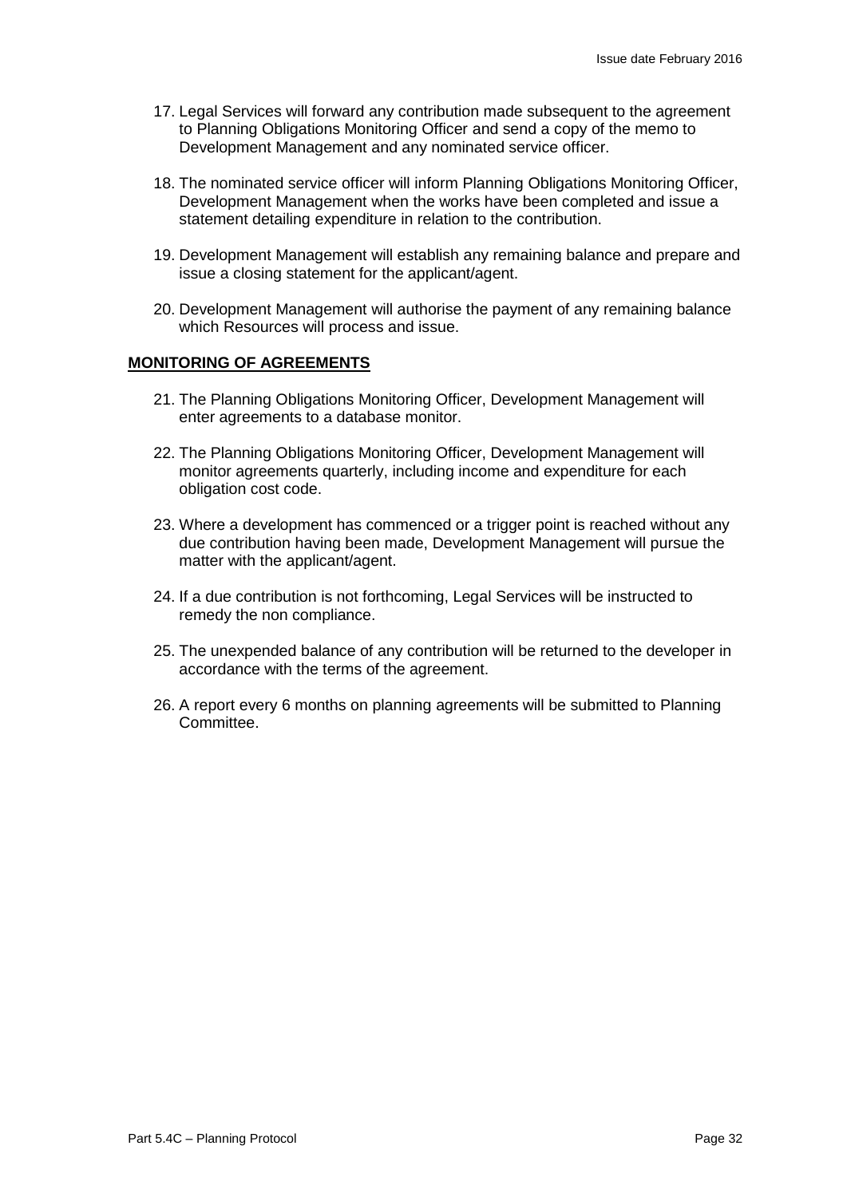17. Legal Services will forward any contribution made subsequent to the agreement to Planning Obligations Monitoring Officer and send a copy of the memo to Development Management and any nominated service officer.

18. The nominated service officer will inform Planning Obligations Monitoring Officer, Development Management when the works have been completed and issue a statement detailing expenditure in relation to the contribution.

19. Development Management will establish any remaining balance and prepare and issue a closing statement for the applicant/agent.

20. Development Management will authorise the payment of any remaining balance which Resources will process and issue.

**MONITORING OF AGREEMENTS**

21. The Planning Obligations Monitoring Officer, Development Management will enter agreements to a database monitor.

22. The Planning Obligations Monitoring Officer, Development Management will monitor agreements quarterly, including income and expenditure for each obligation cost code.

23. Where a development has commenced or a trigger point is reached without any due contribution having been made, Development Management will pursue the matter with the applicant/agent.

24. If a due contribution is not forthcoming, Legal Services will be instructed to remedy the non compliance.

25. The unexpended balance of any contribution will be returned to the developer in accordance with the terms of the agreement.

26. A report every 6 months on planning agreements will be submitted to Planning Committee.